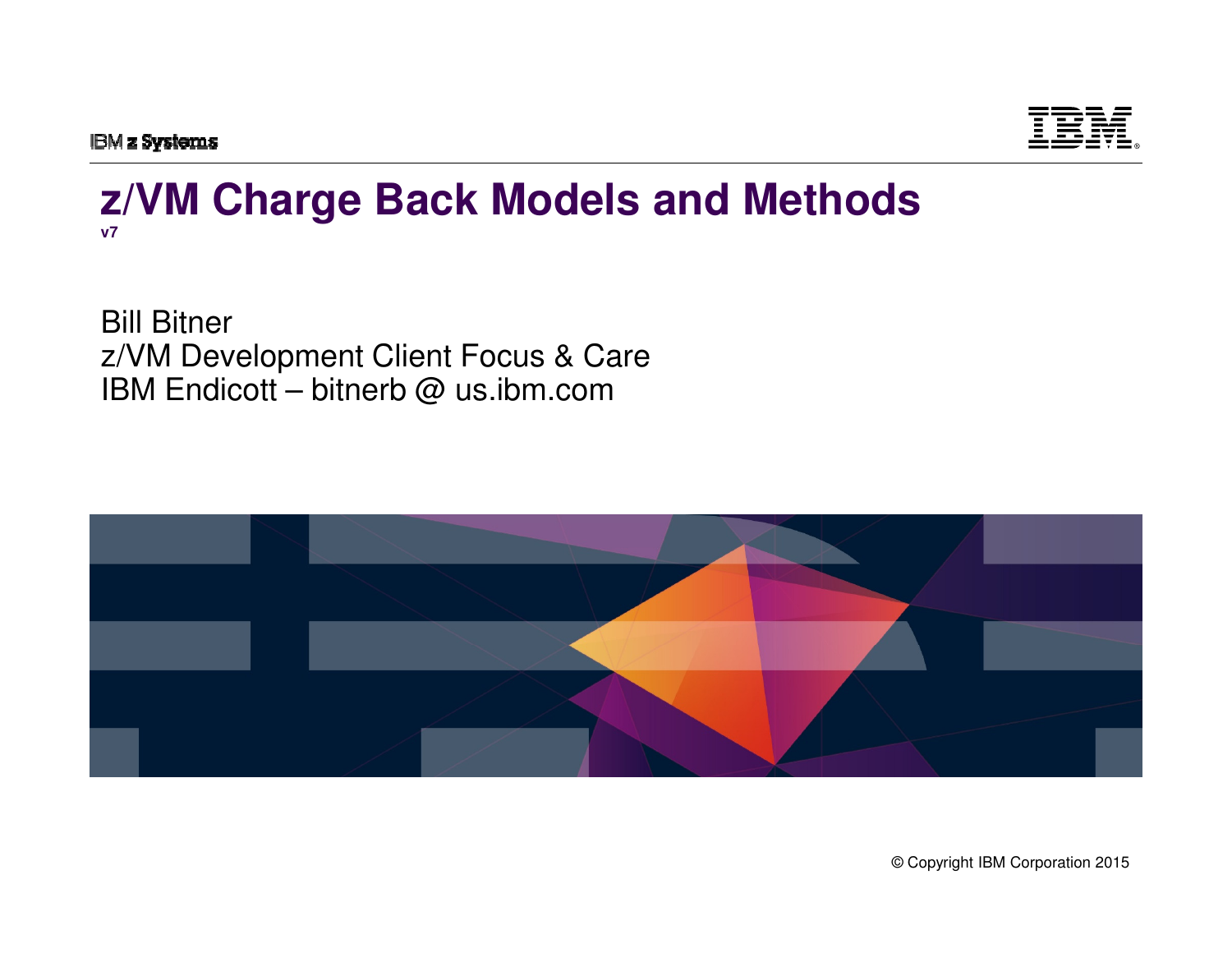IBM z Systems

# z/VM Charge Back Models and Methods

**v7**

Bill Bitner
z/VM Development Client Focus & Care
IBM Endicott – bitnerb @ us.ibm.com

© Copyright IBM Corporation 2015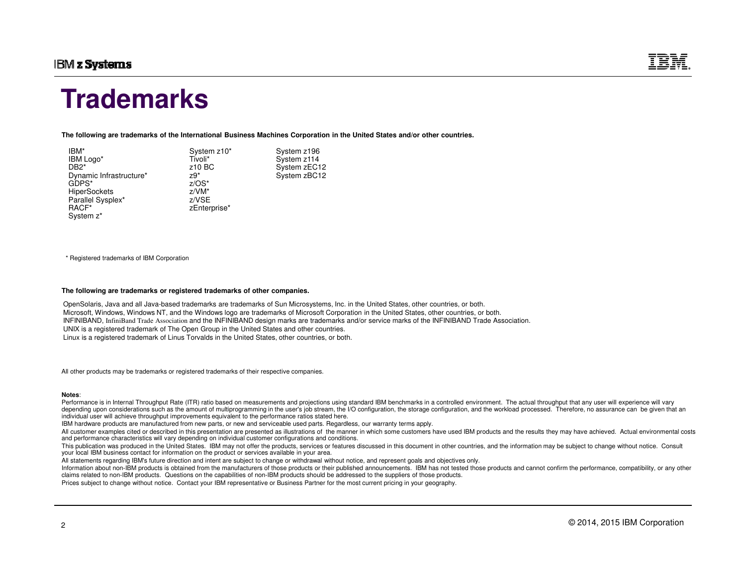# Trademarks

**The following are trademarks of the International Business Machines Corporation in the United States and/or other countries.**

IBM*
IBM Logo*
DB2*
Dynamic Infrastructure*
GDPS*
HiperSockets
Parallel Sysplex*
RACF*
System z*
System z10*
Tivoli*
z10 BC
z9*
z/OS*
z/VM*
z/VSE
zEnterprise*
System z196
System z114
System zEC12
System zBC12

* Registered trademarks of IBM Corporation

**The following are trademarks or registered trademarks of other companies.**

OpenSolaris, Java and all Java-based trademarks are trademarks of Sun Microsystems, Inc. in the United States, other countries, or both.
Microsoft, Windows, Windows NT, and the Windows logo are trademarks of Microsoft Corporation in the United States, other countries, or both.
INFINIBAND, InfiniBand Trade Association and the INFINIBAND design marks are trademarks and/or service marks of the INFINIBAND Trade Association.
UNIX is a registered trademark of The Open Group in the United States and other countries.
Linux is a registered trademark of Linus Torvalds in the United States, other countries, or both.

All other products may be trademarks or registered trademarks of their respective companies.

**Notes**:
Performance is in Internal Throughput Rate (ITR) ratio based on measurements and projections using standard IBM benchmarks in a controlled environment. The actual throughput that any user will experience will vary depending upon considerations such as the amount of multiprogramming in the user's job stream, the I/O configuration, the storage configuration, and the workload processed. Therefore, no assurance can be given that an individual user will achieve throughput improvements equivalent to the performance ratios stated here.
IBM hardware products are manufactured from new parts, or new and serviceable used parts. Regardless, our warranty terms apply.
All customer examples cited or described in this presentation are presented as illustrations of the manner in which some customers have used IBM products and the results they may have achieved. Actual environmental costs and performance characteristics will vary depending on individual customer configurations and conditions.
This publication was produced in the United States. IBM may not offer the products, services or features discussed in this document in other countries, and the information may be subject to change without notice. Consult your local IBM business contact for information on the product or services available in your area.
All statements regarding IBM's future direction and intent are subject to change or withdrawal without notice, and represent goals and objectives only.
Information about non-IBM products is obtained from the manufacturers of those products or their published announcements. IBM has not tested those products and cannot confirm the performance, compatibility, or any other claims related to non-IBM products. Questions on the capabilities of non-IBM products should be addressed to the suppliers of those products.
Prices subject to change without notice. Contact your IBM representative or Business Partner for the most current pricing in your geography.

© 2014, 2015 IBM Corporation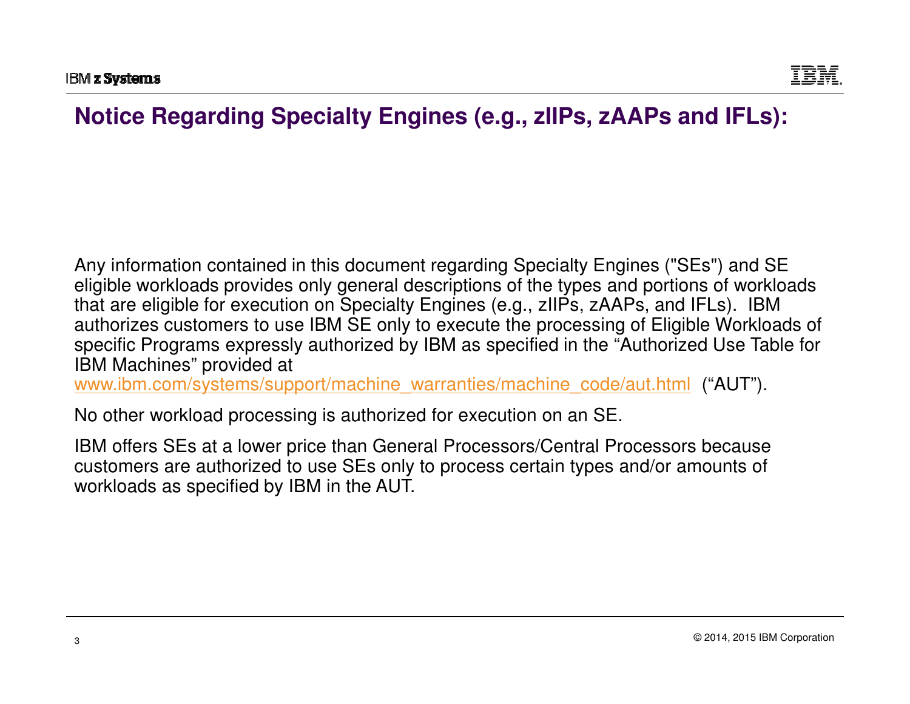# Notice Regarding Specialty Engines (e.g., zIIPs, zAAPs and IFLs):

Any information contained in this document regarding Specialty Engines ("SEs") and SE eligible workloads provides only general descriptions of the types and portions of workloads that are eligible for execution on Specialty Engines (e.g., zIIPs, zAAPs, and IFLs). IBM authorizes customers to use IBM SE only to execute the processing of Eligible Workloads of specific Programs expressly authorized by IBM as specified in the "Authorized Use Table for IBM Machines" provided at www.ibm.com/systems/support/machine_warranties/machine_code/aut.html ("AUT").

No other workload processing is authorized for execution on an SE.

IBM offers SEs at a lower price than General Processors/Central Processors because customers are authorized to use SEs only to process certain types and/or amounts of workloads as specified by IBM in the AUT.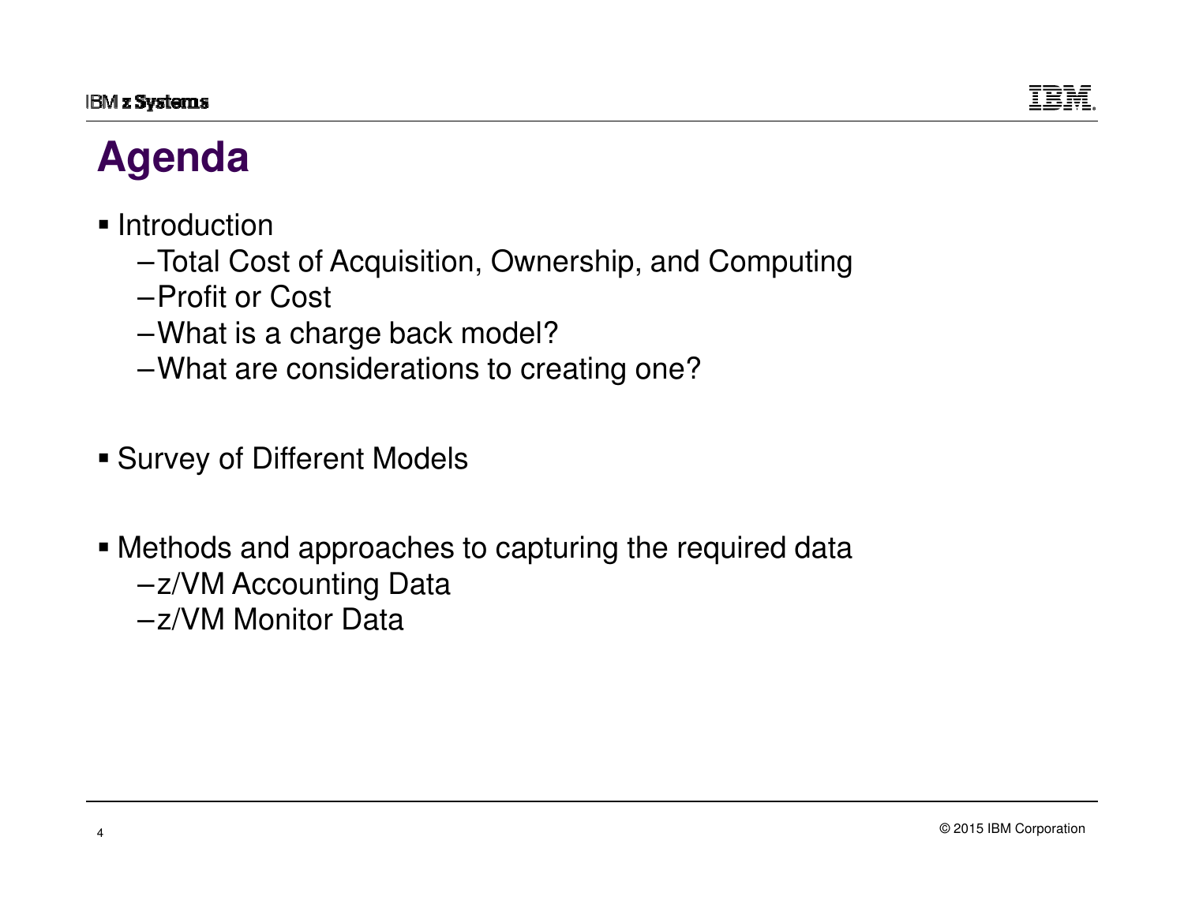# Agenda

- Introduction
  - Total Cost of Acquisition, Ownership, and Computing
  - Profit or Cost
  - What is a charge back model?
  - What are considerations to creating one?

- Survey of Different Models

- Methods and approaches to capturing the required data
  - z/VM Accounting Data
  - z/VM Monitor Data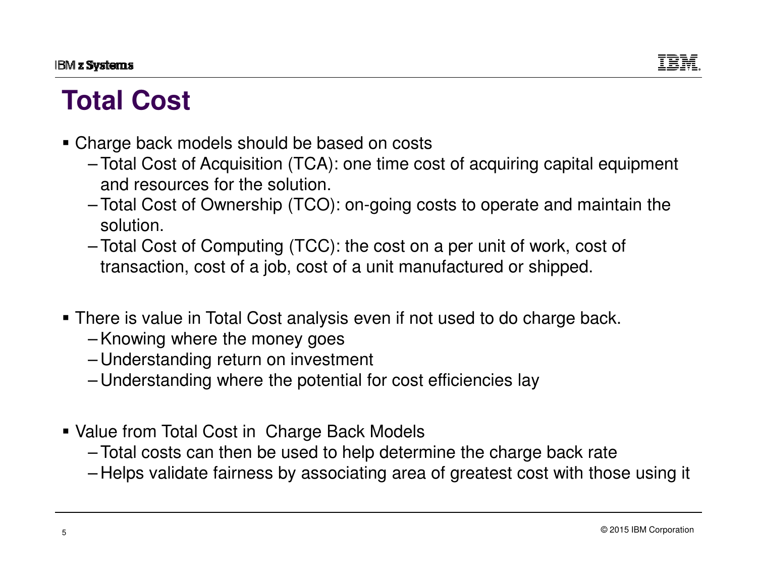# Total Cost

- Charge back models should be based on costs
  - Total Cost of Acquisition (TCA): one time cost of acquiring capital equipment and resources for the solution.
  - Total Cost of Ownership (TCO): on-going costs to operate and maintain the solution.
  - Total Cost of Computing (TCC): the cost on a per unit of work, cost of transaction, cost of a job, cost of a unit manufactured or shipped.

- There is value in Total Cost analysis even if not used to do charge back.
  - Knowing where the money goes
  - Understanding return on investment
  - Understanding where the potential for cost efficiencies lay

- Value from Total Cost in Charge Back Models
  - Total costs can then be used to help determine the charge back rate
  - Helps validate fairness by associating area of greatest cost with those using it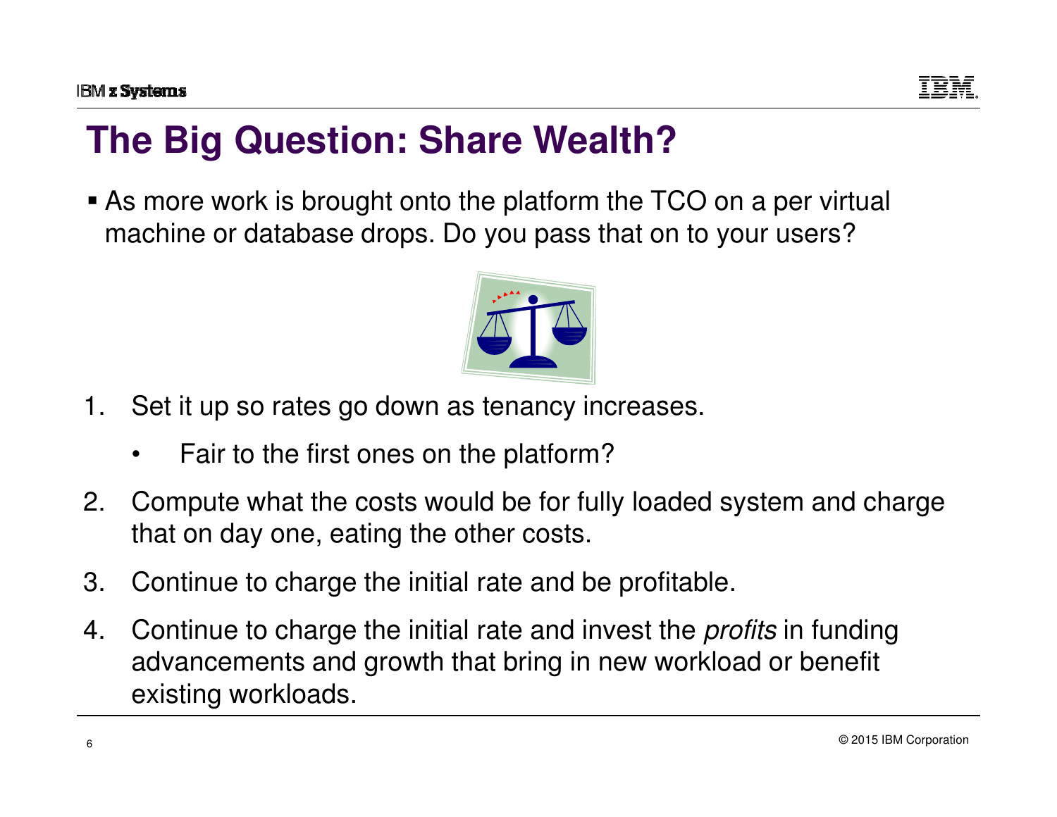# The Big Question: Share Wealth?

- As more work is brought onto the platform the TCO on a per virtual machine or database drops. Do you pass that on to your users?

1. Set it up so rates go down as tenancy increases.
   - Fair to the first ones on the platform?
2. Compute what the costs would be for fully loaded system and charge that on day one, eating the other costs.
3. Continue to charge the initial rate and be profitable.
4. Continue to charge the initial rate and invest the *profits* in funding advancements and growth that bring in new workload or benefit existing workloads.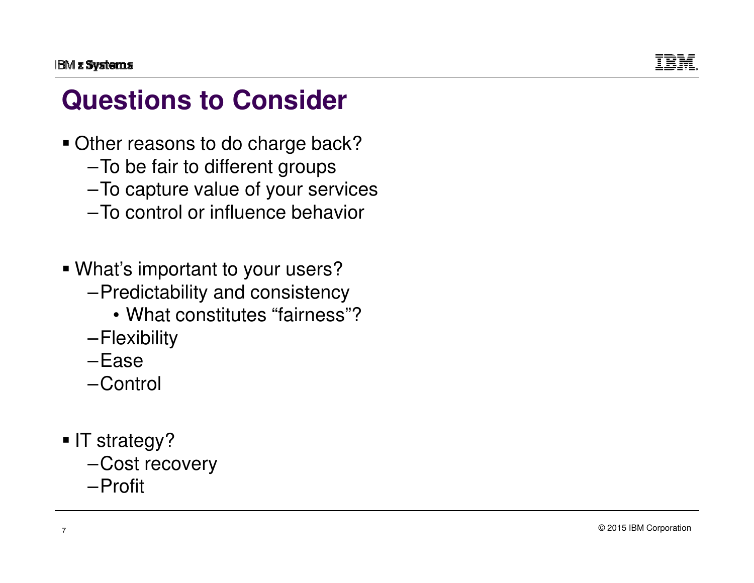# Questions to Consider

- Other reasons to do charge back?
  - To be fair to different groups
  - To capture value of your services
  - To control or influence behavior

- What's important to your users?
  - Predictability and consistency
    - What constitutes "fairness"?
  - Flexibility
  - Ease
  - Control

- IT strategy?
  - Cost recovery
  - Profit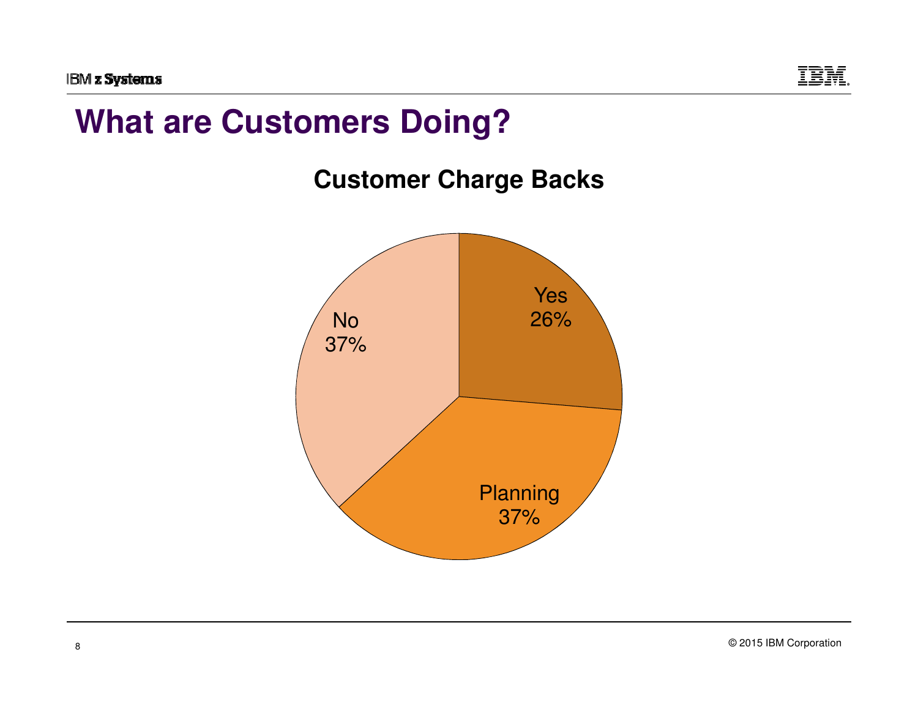# What are Customers Doing?

## Customer Charge Backs

| Response | Percentage |
|---|---|
| Yes | 26% |
| Planning | 37% |
| No | 37% |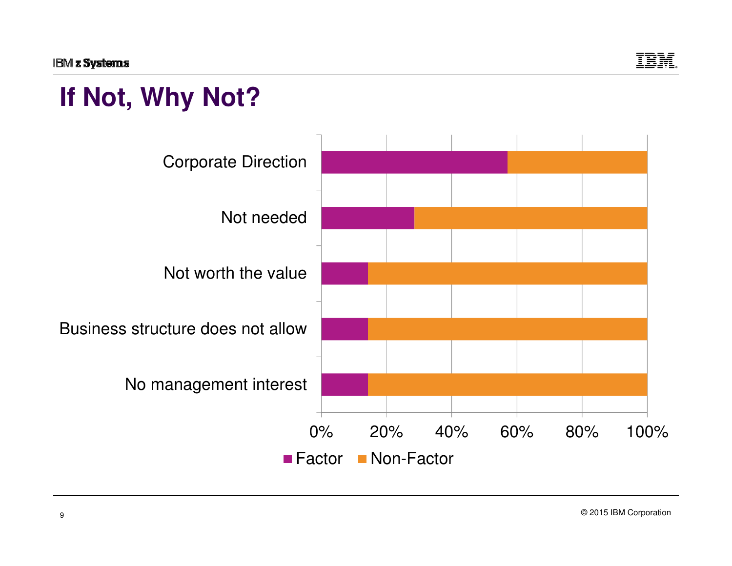# If Not, Why Not?

Corporate Direction

Not needed

Not worth the value

Business structure does not allow

No management interest

0% 20% 40% 60% 80% 100%

Factor Non-Factor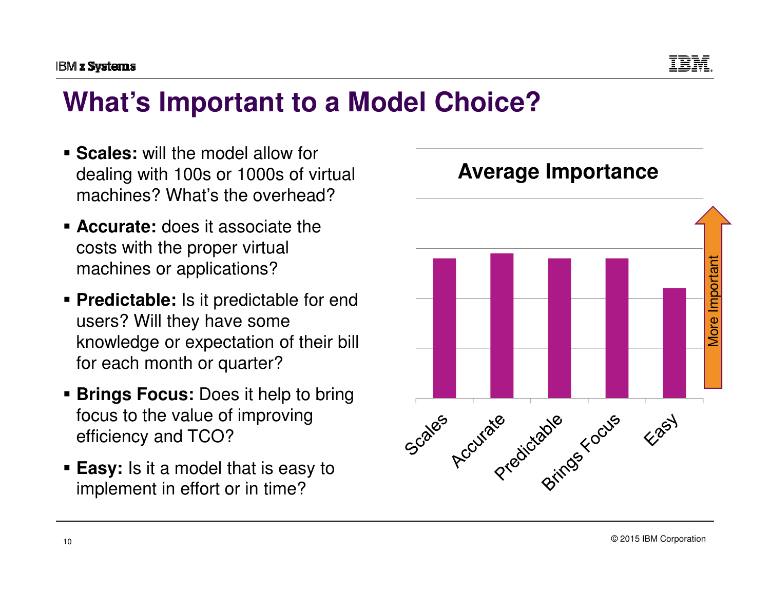# What's Important to a Model Choice?

- **Scales:** will the model allow for dealing with 100s or 1000s of virtual machines? What's the overhead?
- **Accurate:** does it associate the costs with the proper virtual machines or applications?
- **Predictable:** Is it predictable for end users? Will they have some knowledge or expectation of their bill for each month or quarter?
- **Brings Focus:** Does it help to bring focus to the value of improving efficiency and TCO?
- **Easy:** Is it a model that is easy to implement in effort or in time?

**Average Importance**

Scales, Accurate, Predictable, Brings Focus, Easy

More Important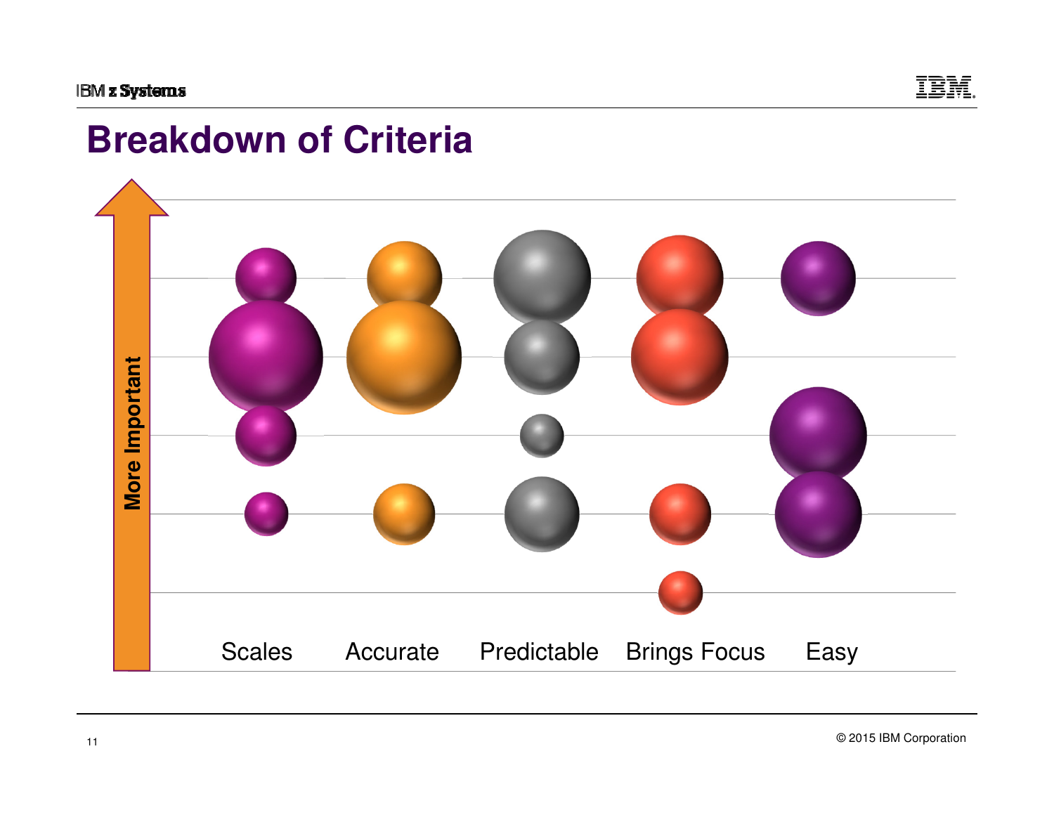# Breakdown of Criteria

More Important

Scales | Accurate | Predictable | Brings Focus | Easy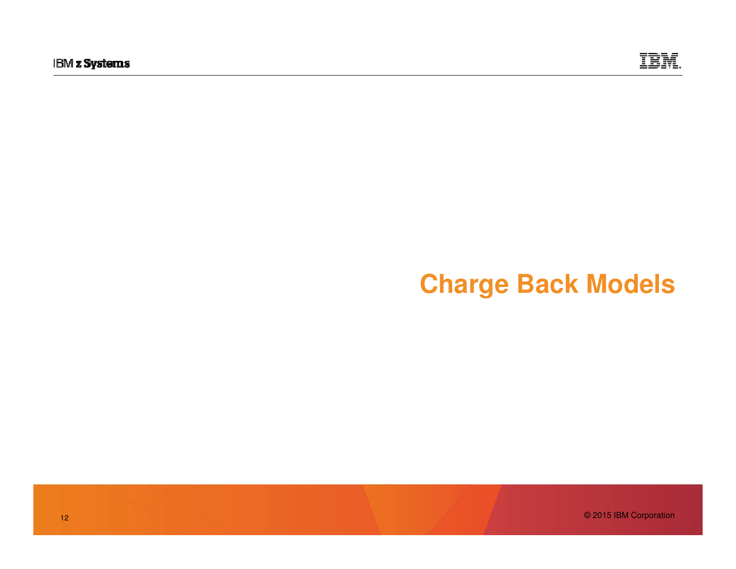# Charge Back Models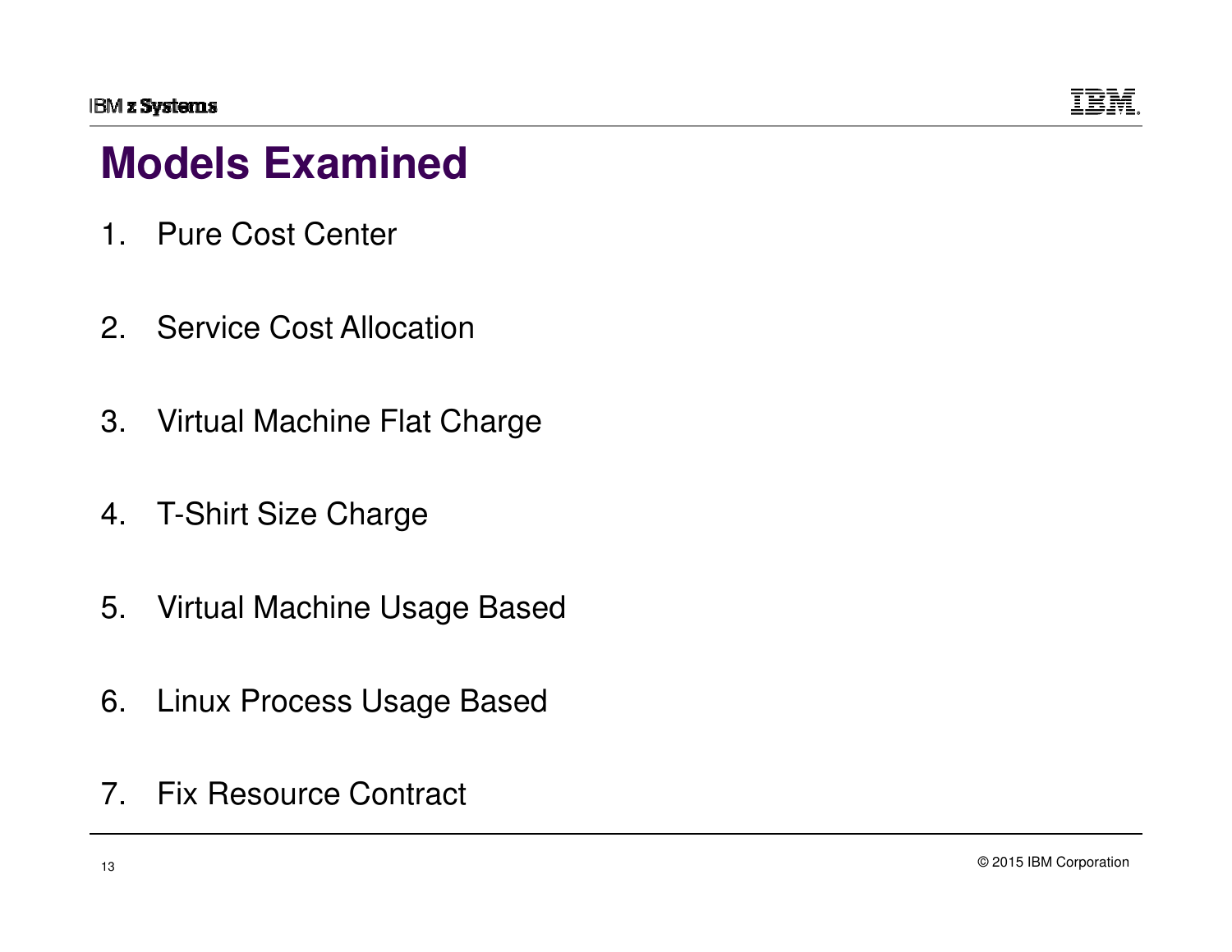# Models Examined

1. Pure Cost Center
2. Service Cost Allocation
3. Virtual Machine Flat Charge
4. T-Shirt Size Charge
5. Virtual Machine Usage Based
6. Linux Process Usage Based
7. Fix Resource Contract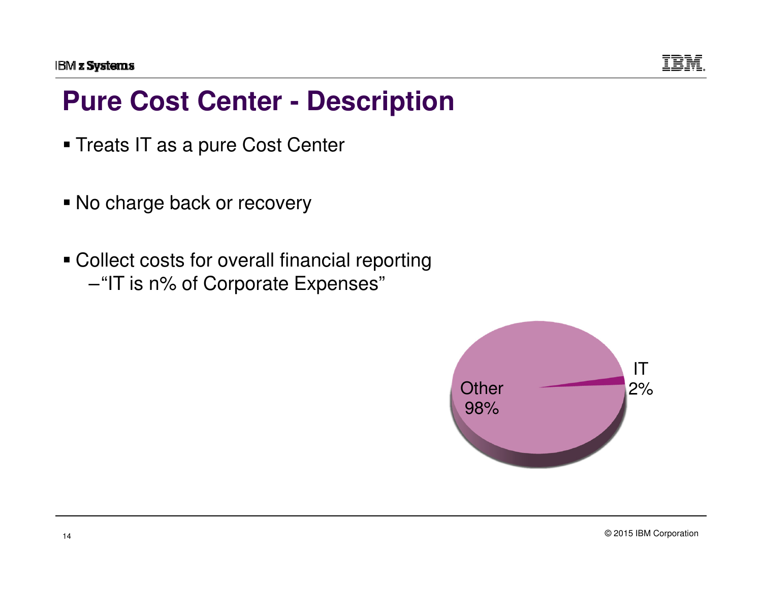# Pure Cost Center - Description

- Treats IT as a pure Cost Center
- No charge back or recovery
- Collect costs for overall financial reporting
  - "IT is n% of Corporate Expenses"

Other 98%

IT 2%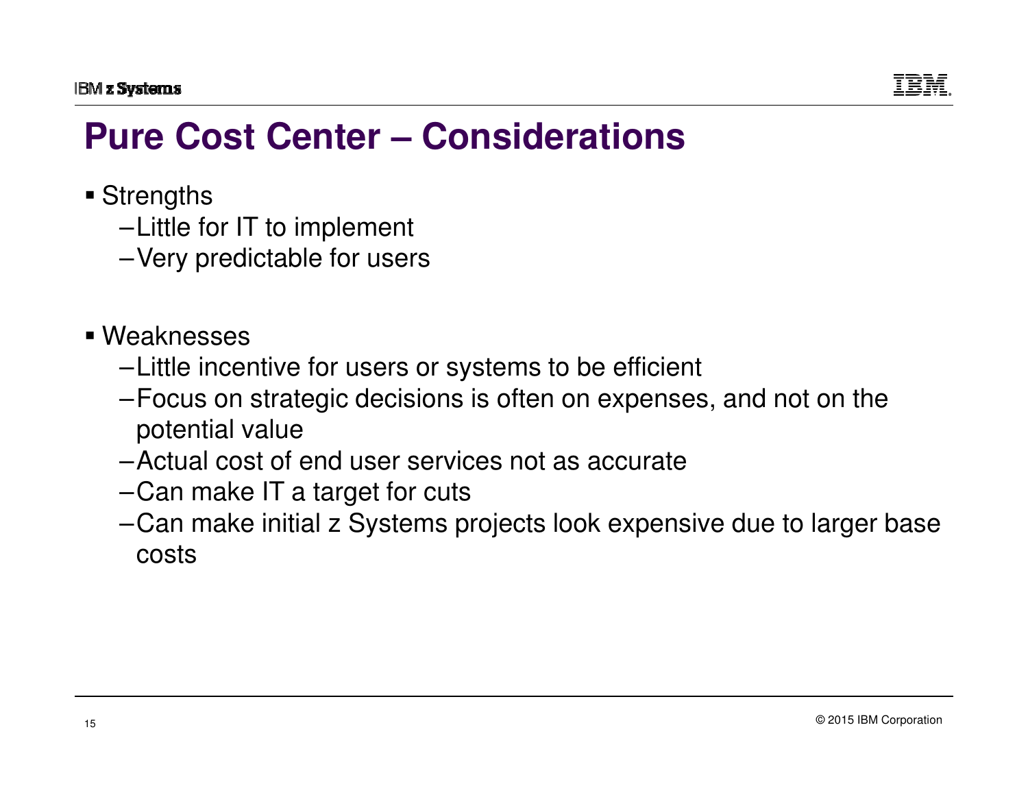# Pure Cost Center – Considerations

- Strengths
  - Little for IT to implement
  - Very predictable for users

- Weaknesses
  - Little incentive for users or systems to be efficient
  - Focus on strategic decisions is often on expenses, and not on the potential value
  - Actual cost of end user services not as accurate
  - Can make IT a target for cuts
  - Can make initial z Systems projects look expensive due to larger base costs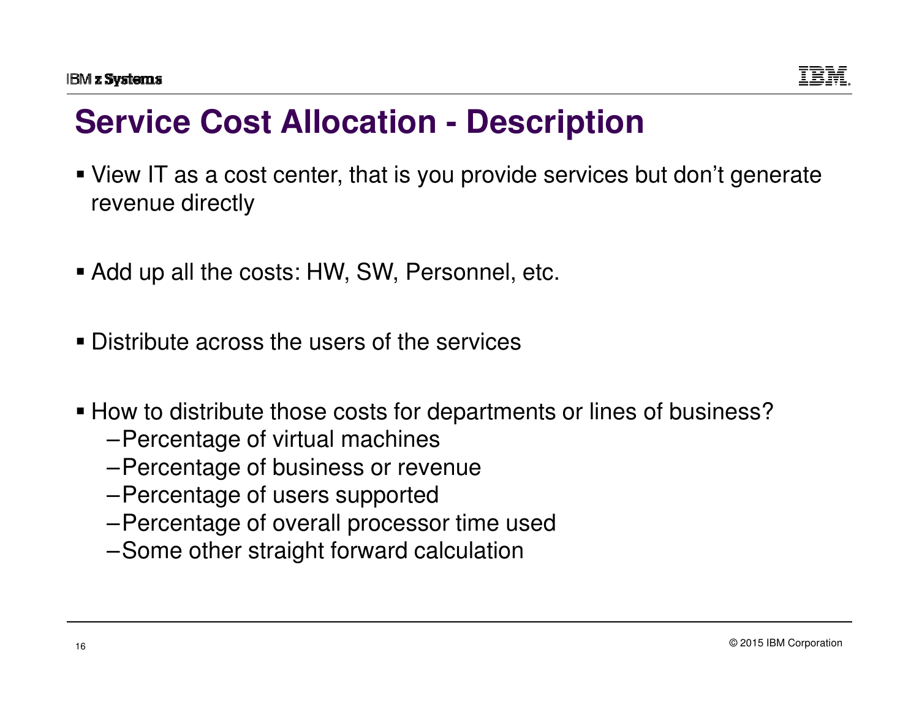# Service Cost Allocation - Description

- View IT as a cost center, that is you provide services but don't generate revenue directly

- Add up all the costs: HW, SW, Personnel, etc.

- Distribute across the users of the services

- How to distribute those costs for departments or lines of business?
  - Percentage of virtual machines
  - Percentage of business or revenue
  - Percentage of users supported
  - Percentage of overall processor time used
  - Some other straight forward calculation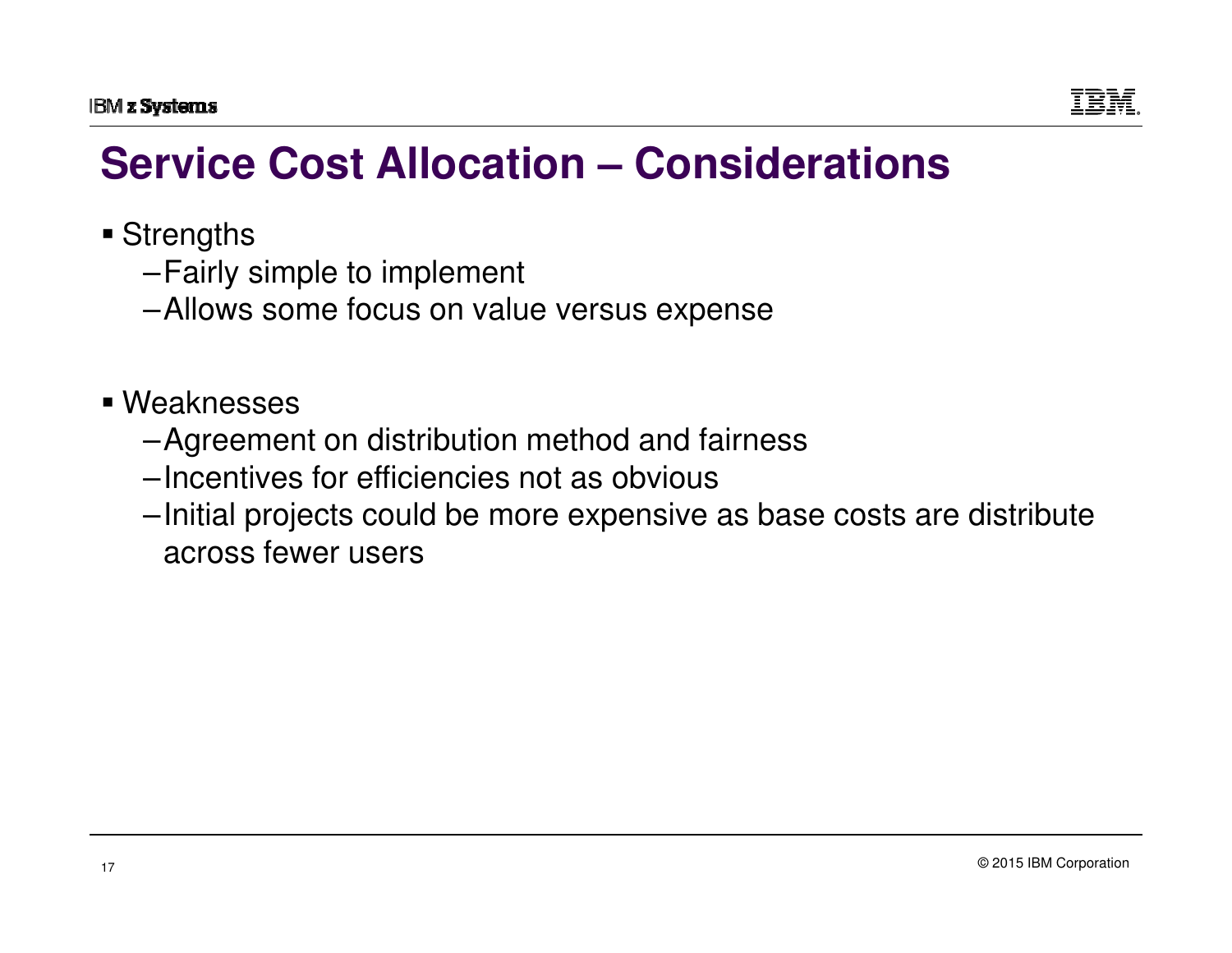# Service Cost Allocation – Considerations

- Strengths
  - Fairly simple to implement
  - Allows some focus on value versus expense

- Weaknesses
  - Agreement on distribution method and fairness
  - Incentives for efficiencies not as obvious
  - Initial projects could be more expensive as base costs are distribute across fewer users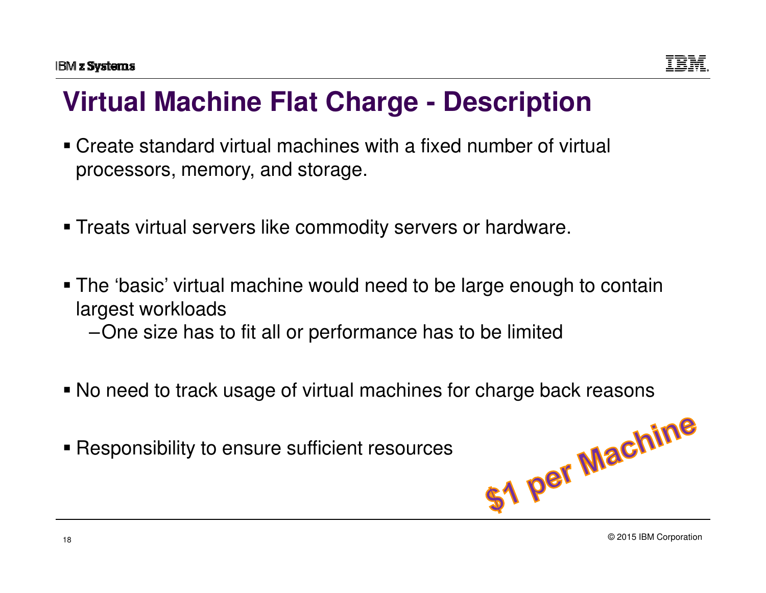# Virtual Machine Flat Charge - Description

- Create standard virtual machines with a fixed number of virtual processors, memory, and storage.
- Treats virtual servers like commodity servers or hardware.
- The 'basic' virtual machine would need to be large enough to contain largest workloads
  - One size has to fit all or performance has to be limited
- No need to track usage of virtual machines for charge back reasons
- Responsibility to ensure sufficient resources

$1 per Machine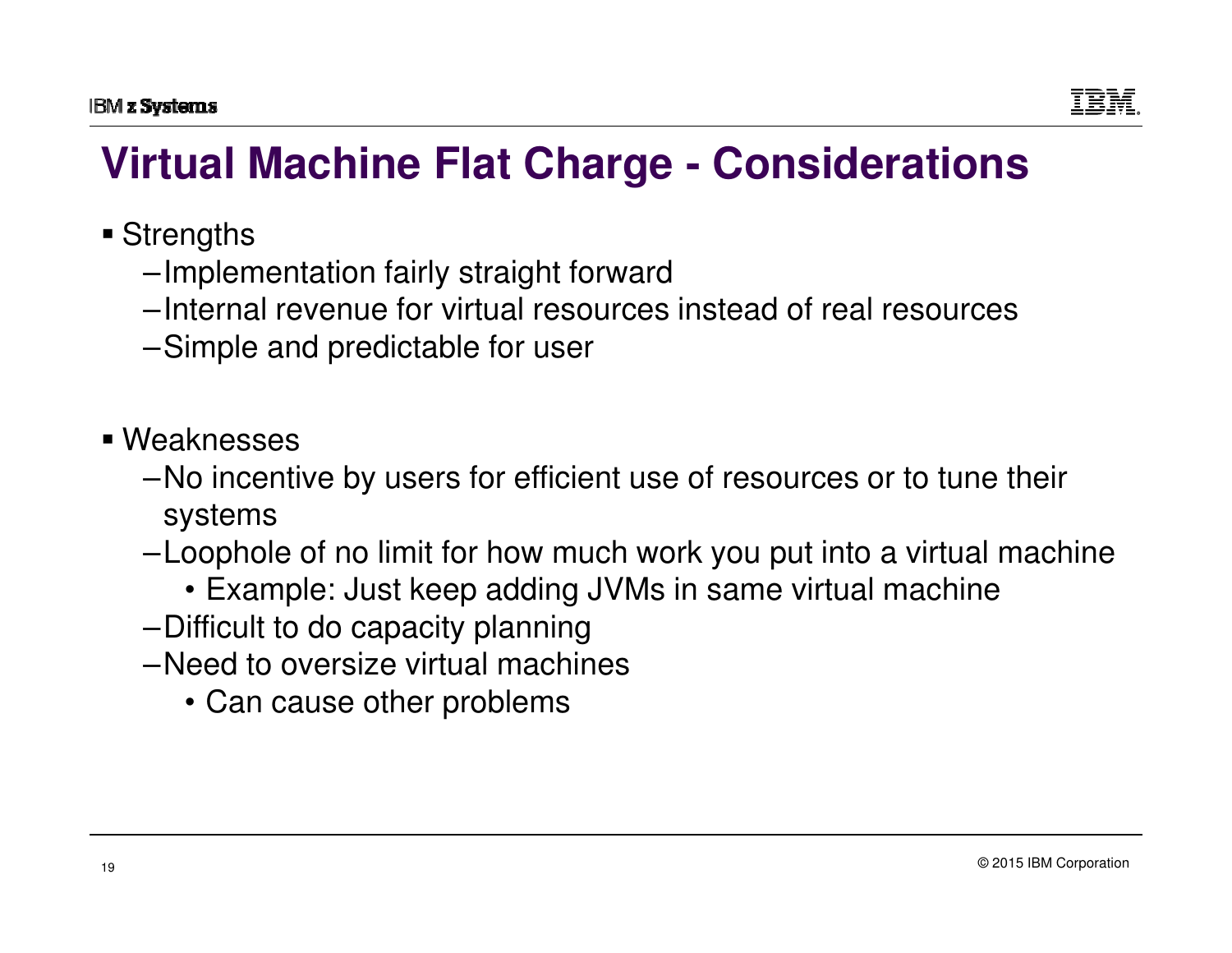# Virtual Machine Flat Charge - Considerations

- Strengths
  - Implementation fairly straight forward
  - Internal revenue for virtual resources instead of real resources
  - Simple and predictable for user

- Weaknesses
  - No incentive by users for efficient use of resources or to tune their systems
  - Loophole of no limit for how much work you put into a virtual machine
    - Example: Just keep adding JVMs in same virtual machine
  - Difficult to do capacity planning
  - Need to oversize virtual machines
    - Can cause other problems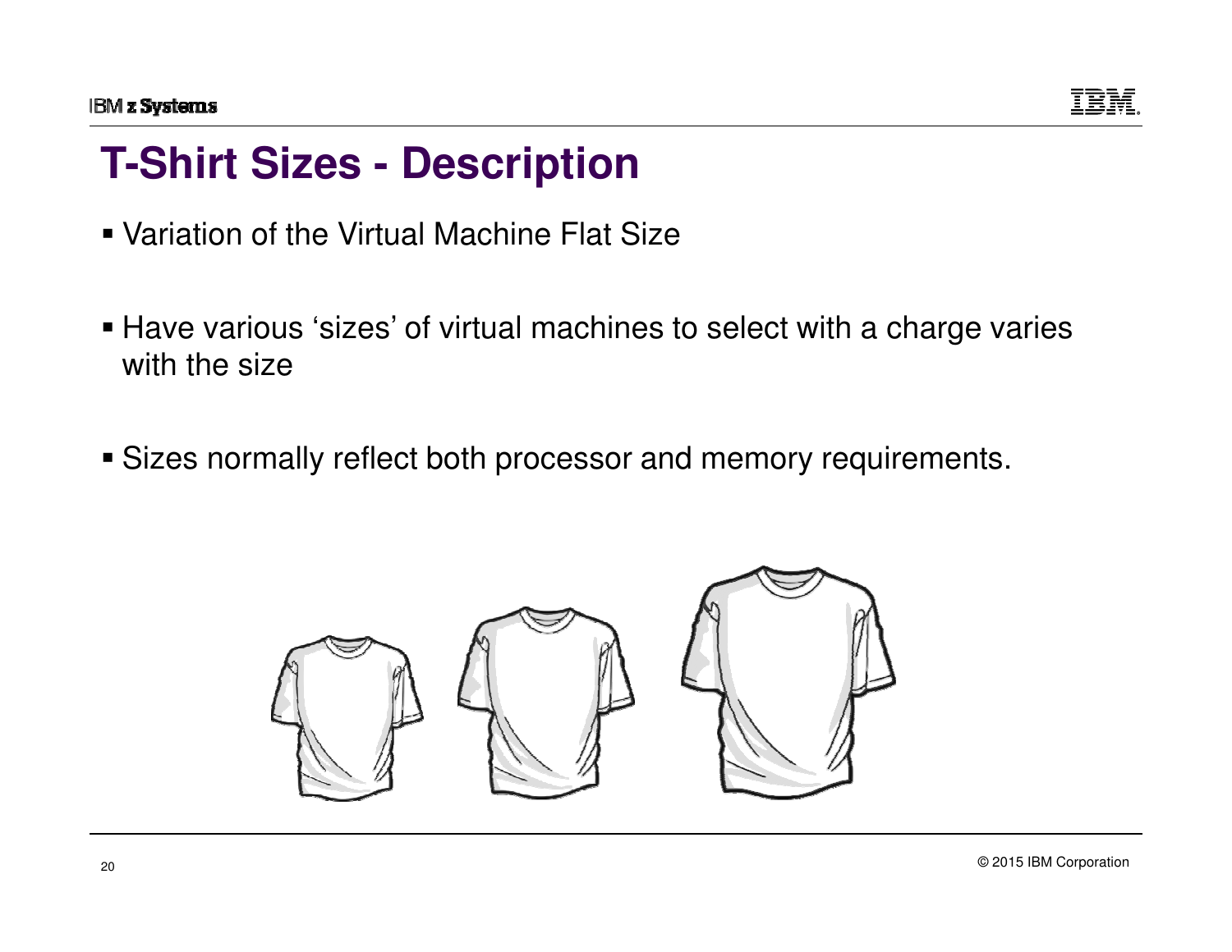# T-Shirt Sizes - Description

- Variation of the Virtual Machine Flat Size
- Have various 'sizes' of virtual machines to select with a charge varies with the size
- Sizes normally reflect both processor and memory requirements.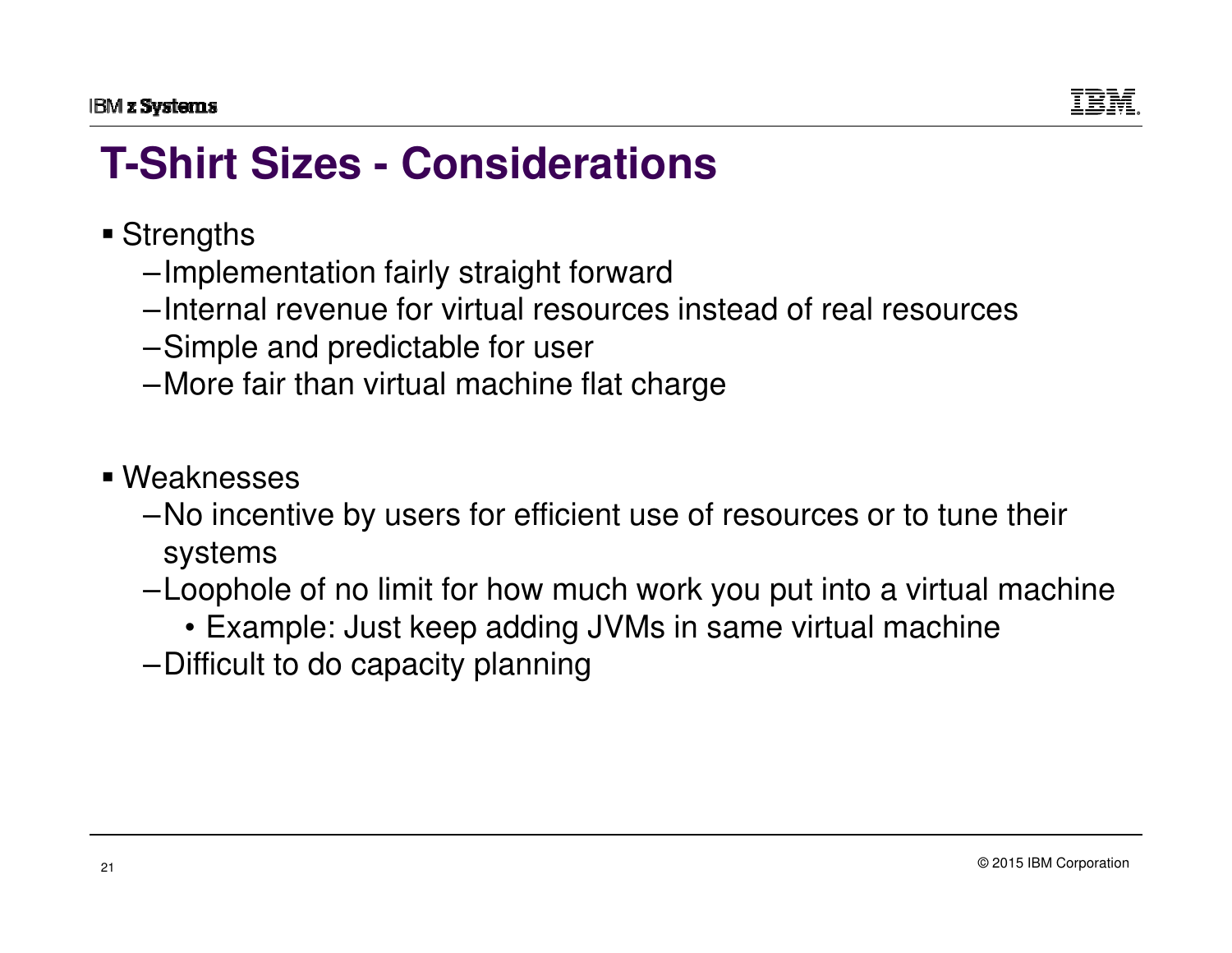# T-Shirt Sizes - Considerations

- Strengths
  - Implementation fairly straight forward
  - Internal revenue for virtual resources instead of real resources
  - Simple and predictable for user
  - More fair than virtual machine flat charge

- Weaknesses
  - No incentive by users for efficient use of resources or to tune their systems
  - Loophole of no limit for how much work you put into a virtual machine
    - Example: Just keep adding JVMs in same virtual machine
  - Difficult to do capacity planning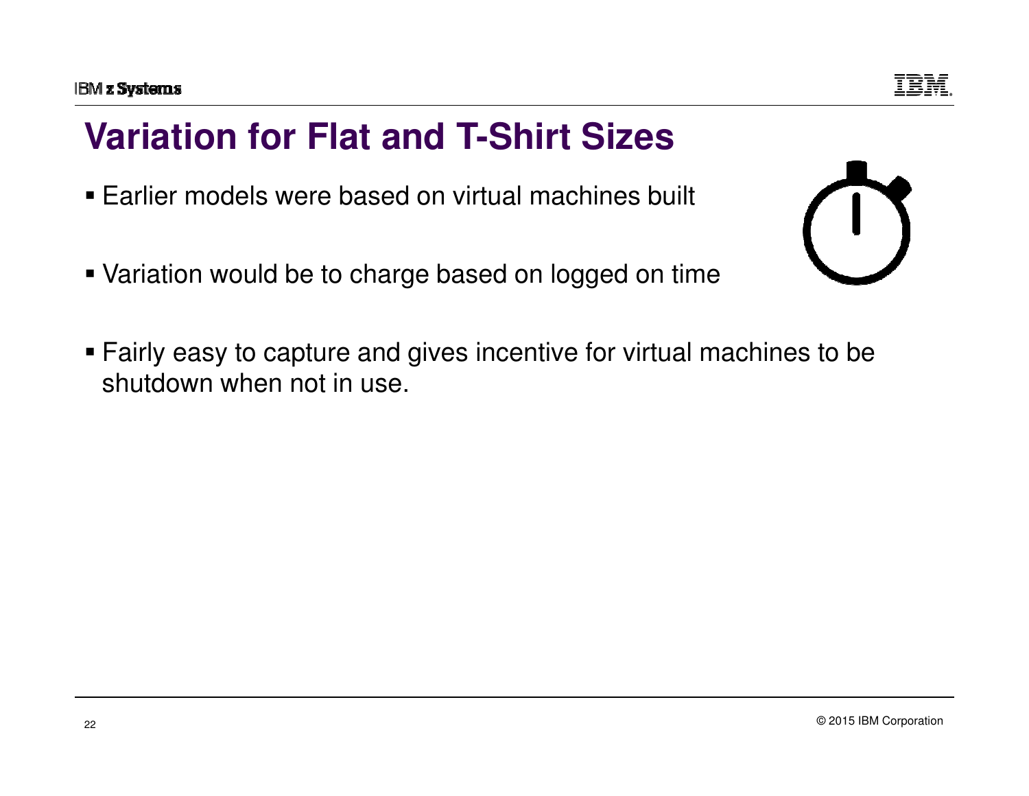# Variation for Flat and T-Shirt Sizes

- Earlier models were based on virtual machines built
- Variation would be to charge based on logged on time
- Fairly easy to capture and gives incentive for virtual machines to be shutdown when not in use.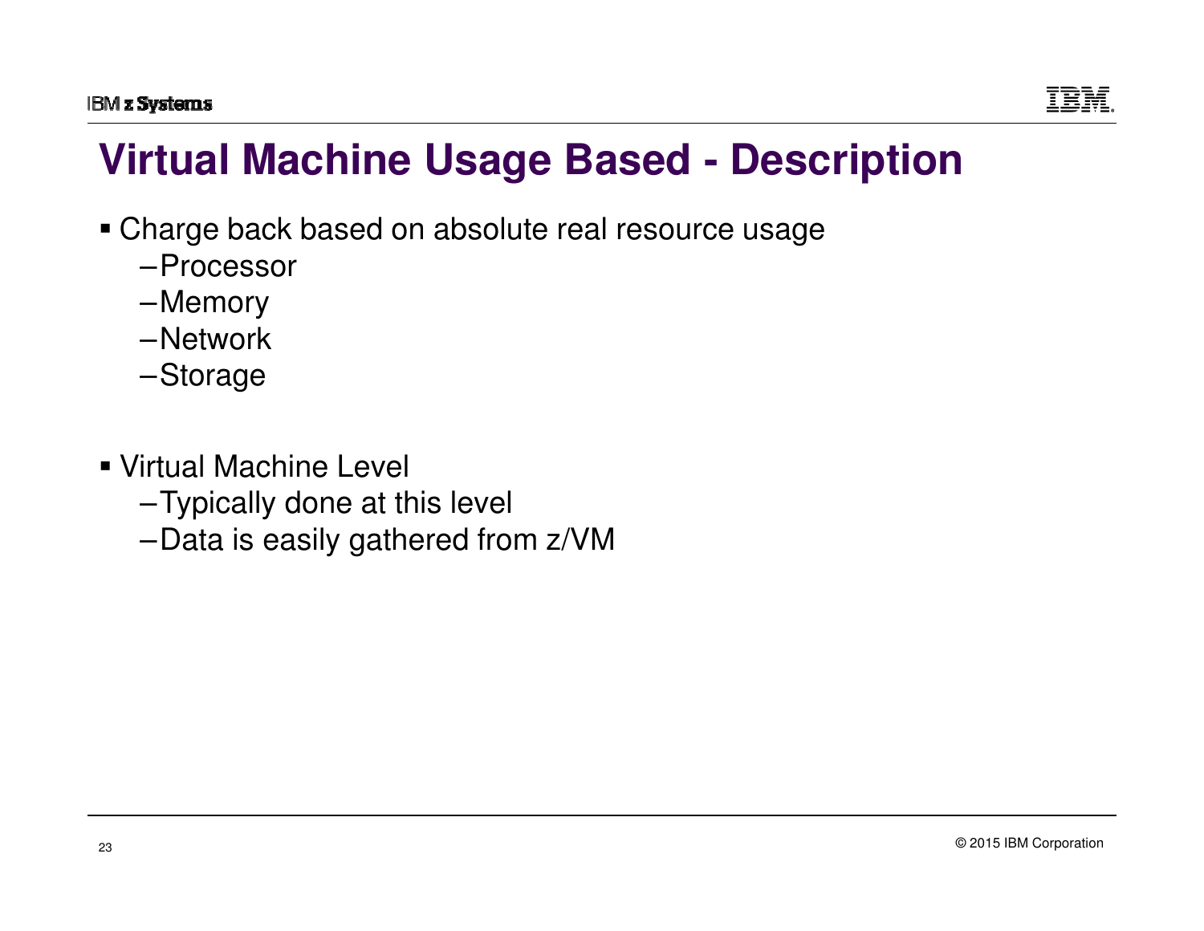# Virtual Machine Usage Based - Description

- Charge back based on absolute real resource usage
  - Processor
  - Memory
  - Network
  - Storage

- Virtual Machine Level
  - Typically done at this level
  - Data is easily gathered from z/VM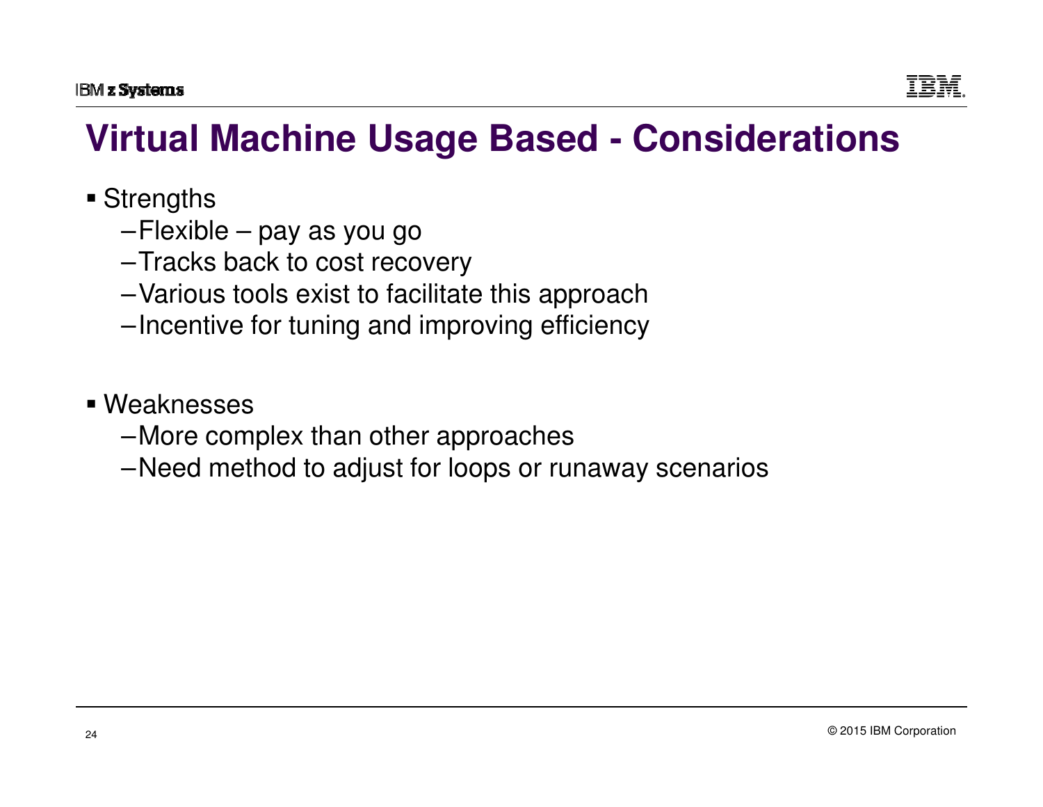# Virtual Machine Usage Based - Considerations

- Strengths
  - Flexible – pay as you go
  - Tracks back to cost recovery
  - Various tools exist to facilitate this approach
  - Incentive for tuning and improving efficiency

- Weaknesses
  - More complex than other approaches
  - Need method to adjust for loops or runaway scenarios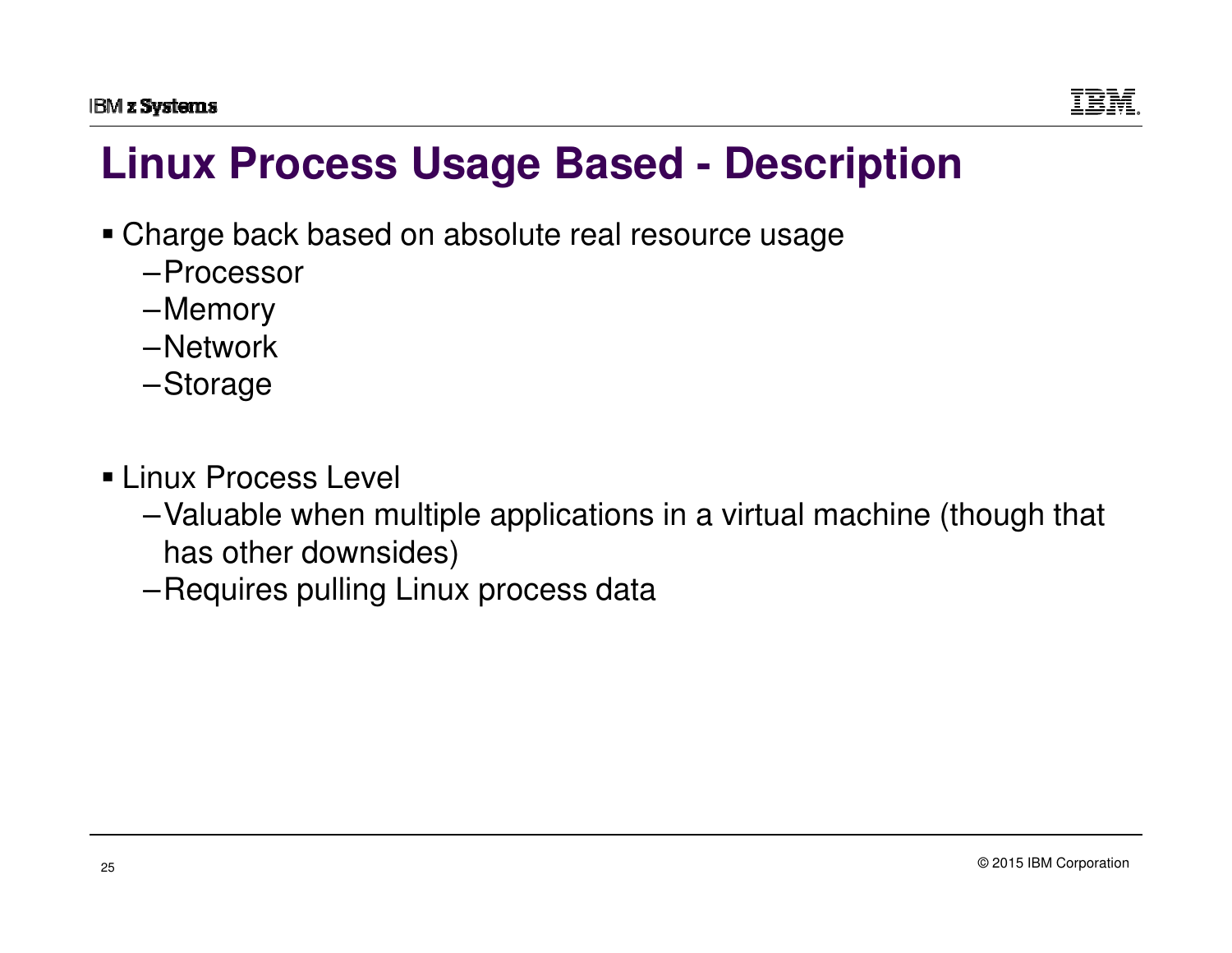# Linux Process Usage Based - Description

- Charge back based on absolute real resource usage
  - Processor
  - Memory
  - Network
  - Storage

- Linux Process Level
  - Valuable when multiple applications in a virtual machine (though that has other downsides)
  - Requires pulling Linux process data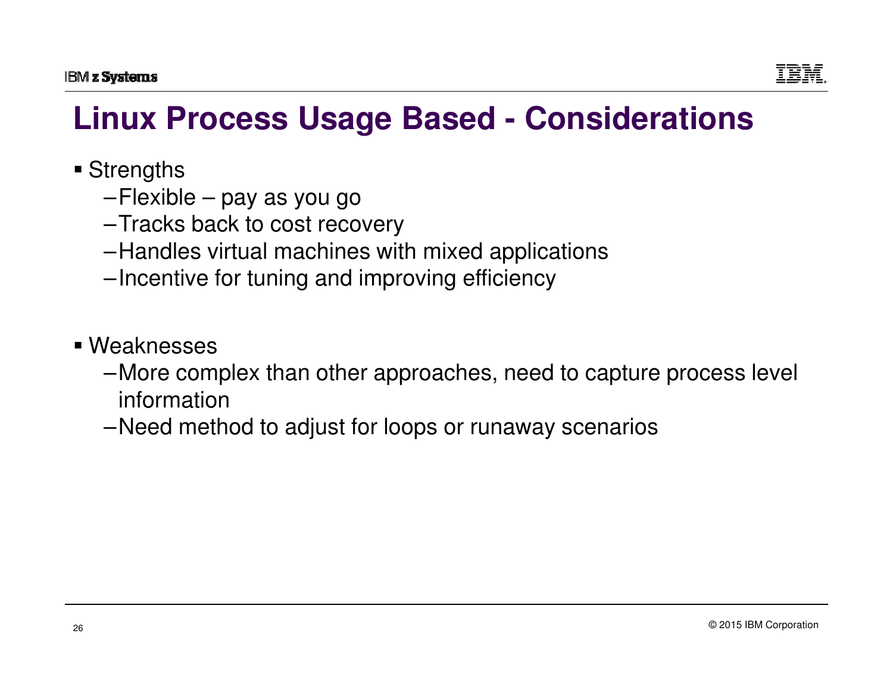# Linux Process Usage Based - Considerations

- Strengths
  - Flexible – pay as you go
  - Tracks back to cost recovery
  - Handles virtual machines with mixed applications
  - Incentive for tuning and improving efficiency

- Weaknesses
  - More complex than other approaches, need to capture process level information
  - Need method to adjust for loops or runaway scenarios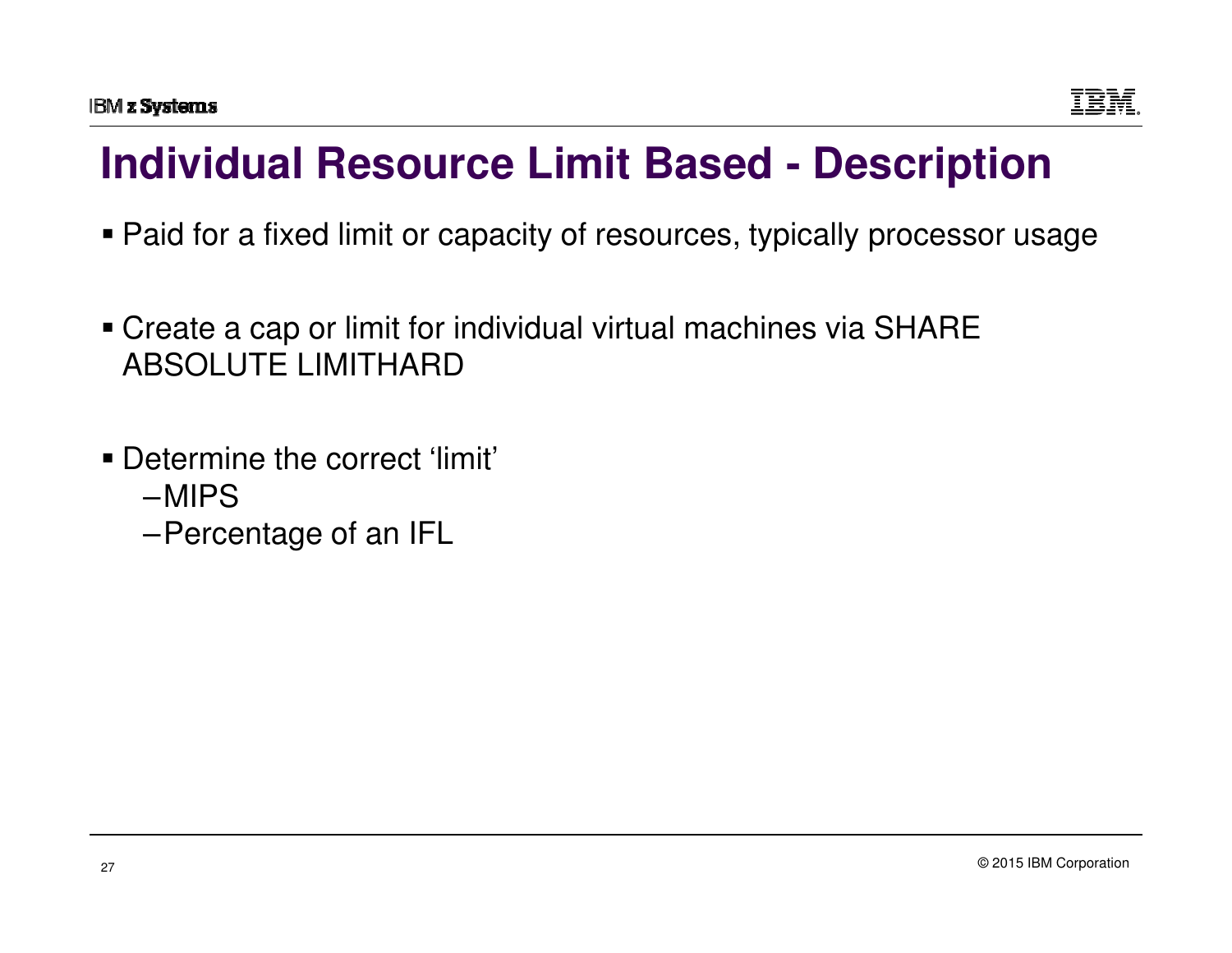# Individual Resource Limit Based - Description

- Paid for a fixed limit or capacity of resources, typically processor usage

- Create a cap or limit for individual virtual machines via SHARE ABSOLUTE LIMITHARD

- Determine the correct 'limit'
  - MIPS
  - Percentage of an IFL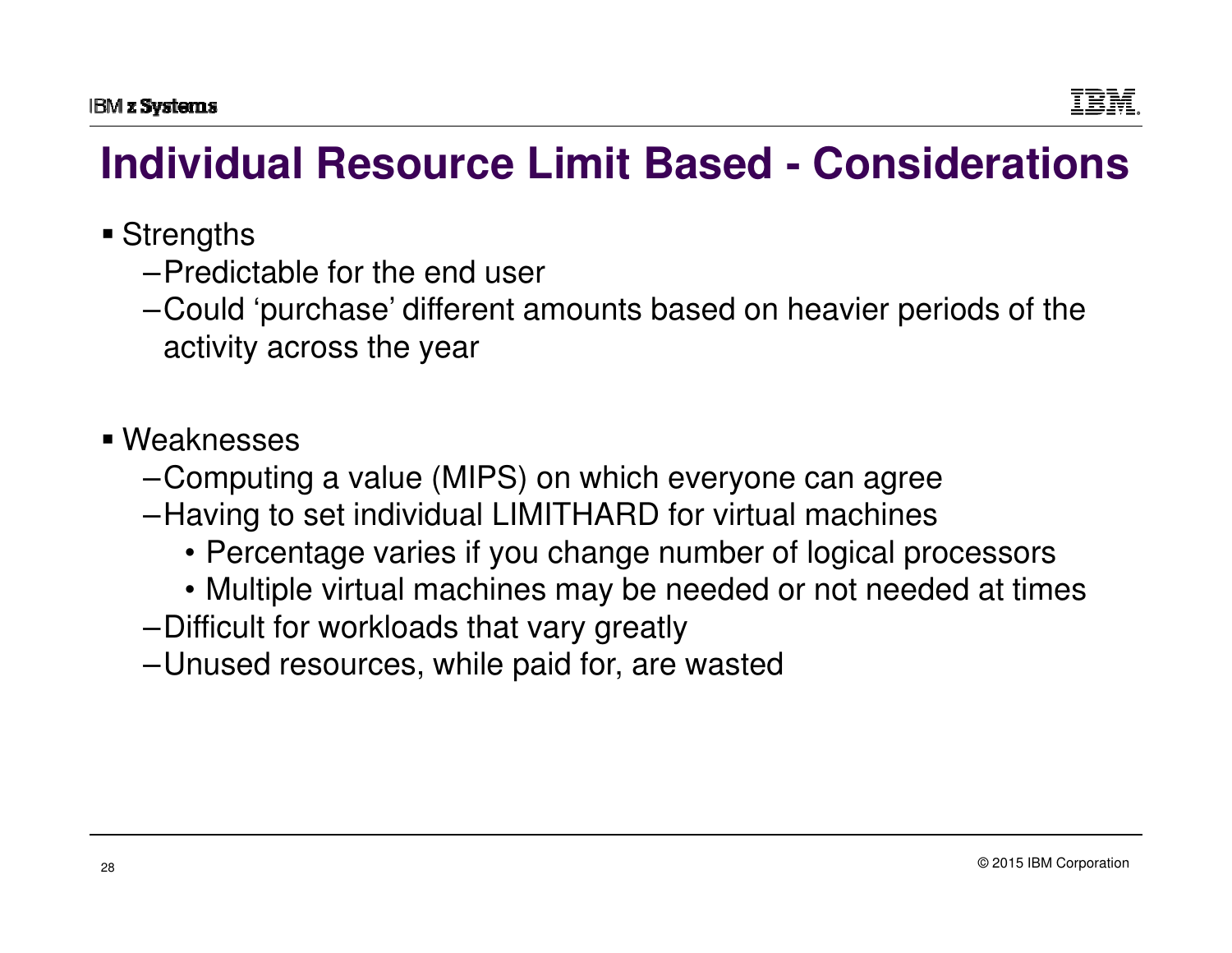# Individual Resource Limit Based - Considerations

- Strengths
  - Predictable for the end user
  - Could ‘purchase’ different amounts based on heavier periods of the activity across the year

- Weaknesses
  - Computing a value (MIPS) on which everyone can agree
  - Having to set individual LIMITHARD for virtual machines
    - Percentage varies if you change number of logical processors
    - Multiple virtual machines may be needed or not needed at times
  - Difficult for workloads that vary greatly
  - Unused resources, while paid for, are wasted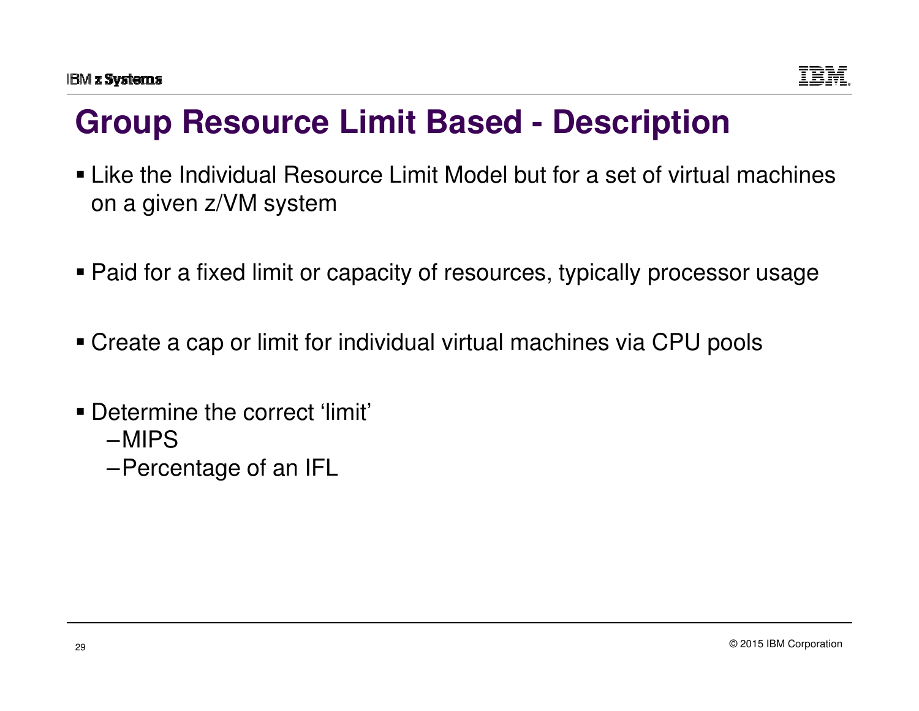# Group Resource Limit Based - Description

- Like the Individual Resource Limit Model but for a set of virtual machines on a given z/VM system
- Paid for a fixed limit or capacity of resources, typically processor usage
- Create a cap or limit for individual virtual machines via CPU pools
- Determine the correct 'limit'
  - MIPS
  - Percentage of an IFL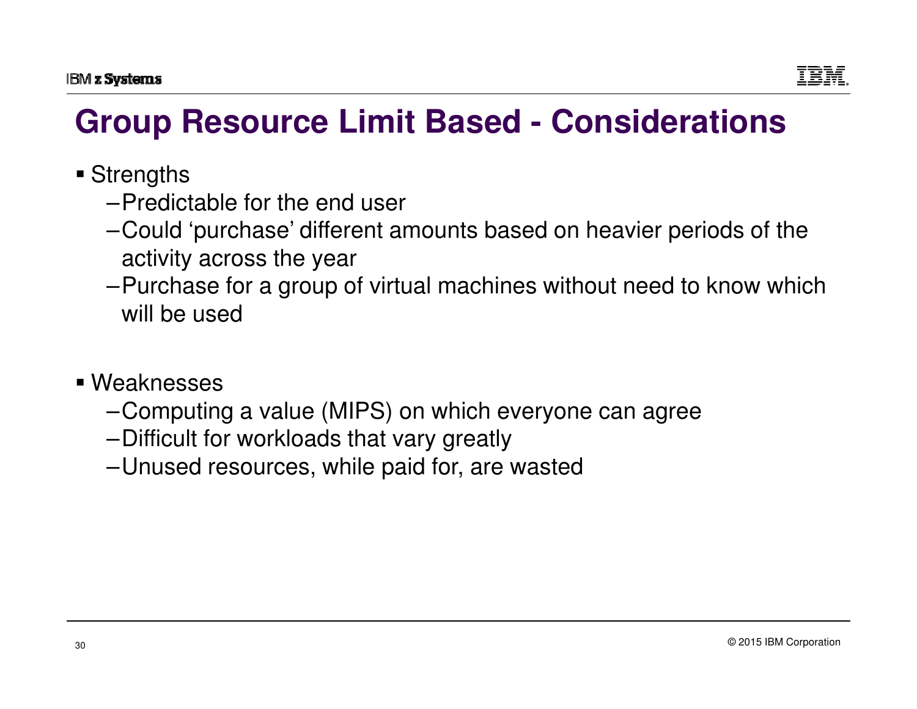# Group Resource Limit Based - Considerations

- Strengths
  - Predictable for the end user
  - Could ‘purchase’ different amounts based on heavier periods of the activity across the year
  - Purchase for a group of virtual machines without need to know which will be used

- Weaknesses
  - Computing a value (MIPS) on which everyone can agree
  - Difficult for workloads that vary greatly
  - Unused resources, while paid for, are wasted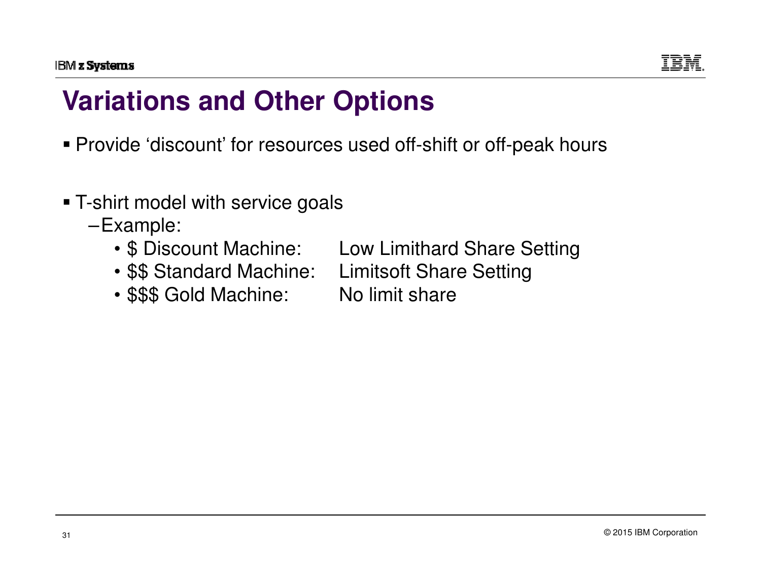# Variations and Other Options

- Provide ‘discount’ for resources used off-shift or off-peak hours

- T-shirt model with service goals
  - Example:
    - $ Discount Machine: Low Limithard Share Setting
    - $$ Standard Machine: Limitsoft Share Setting
    - $$$ Gold Machine: No limit share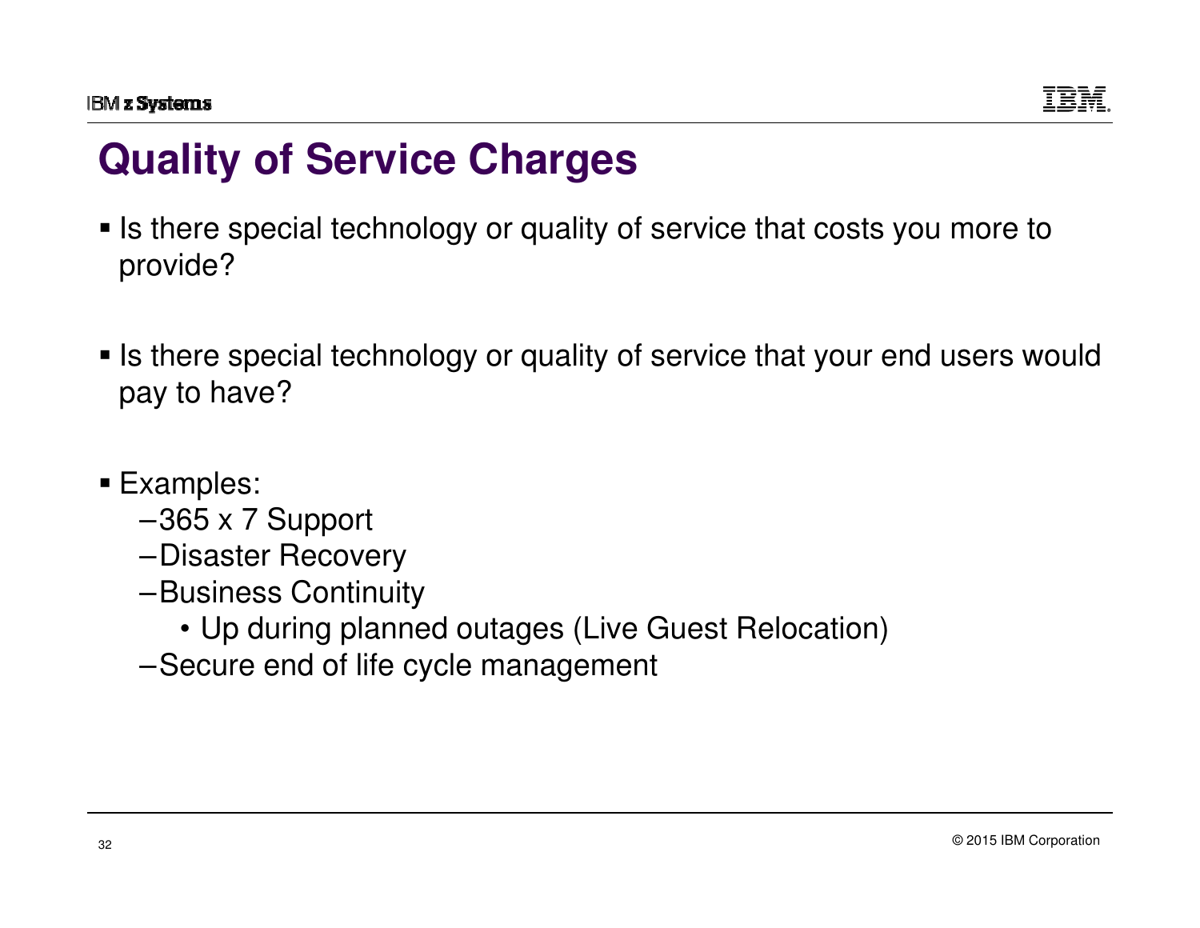# Quality of Service Charges

- Is there special technology or quality of service that costs you more to provide?
- Is there special technology or quality of service that your end users would pay to have?
- Examples:
  - 365 x 7 Support
  - Disaster Recovery
  - Business Continuity
    - Up during planned outages (Live Guest Relocation)
  - Secure end of life cycle management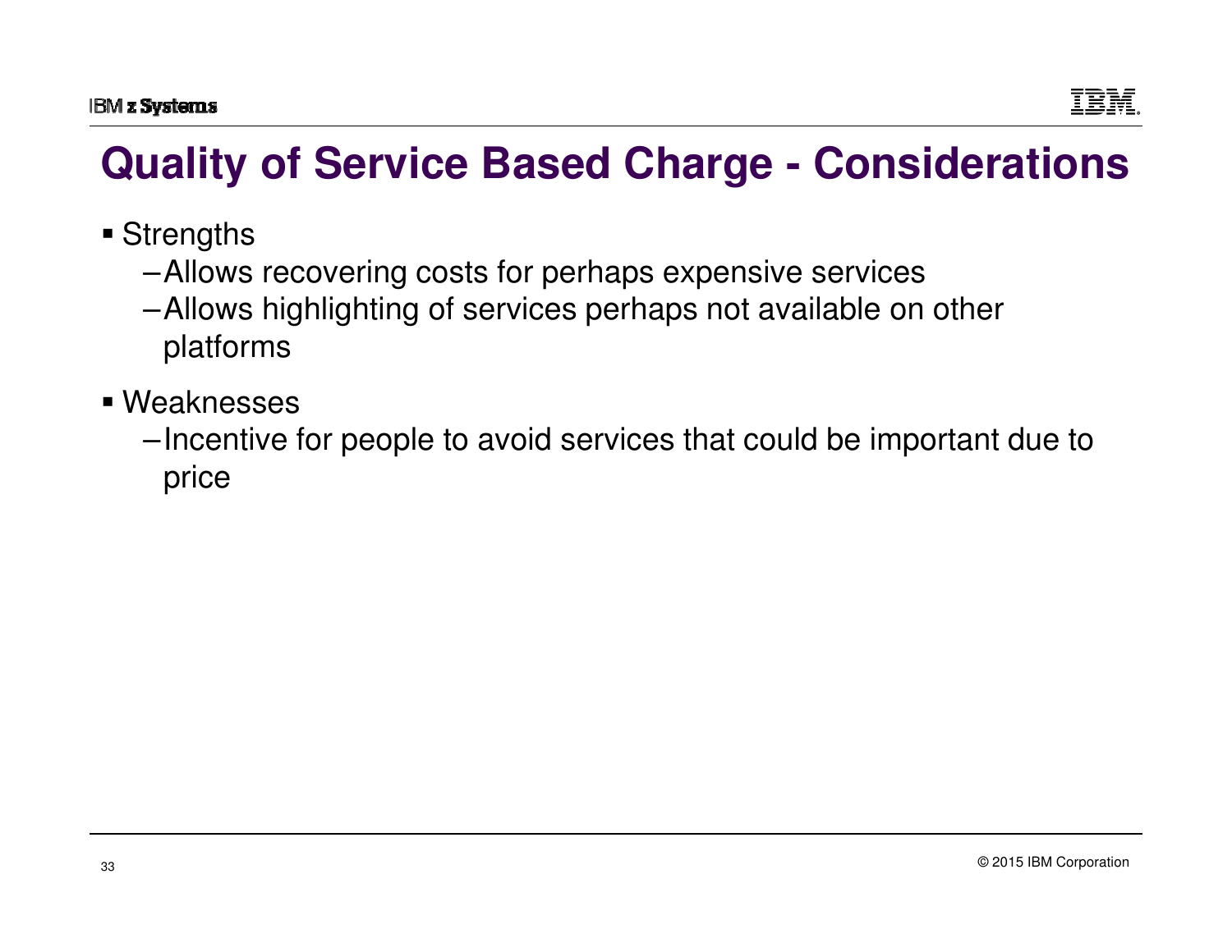# Quality of Service Based Charge - Considerations

- Strengths
  - Allows recovering costs for perhaps expensive services
  - Allows highlighting of services perhaps not available on other platforms
- Weaknesses
  - Incentive for people to avoid services that could be important due to price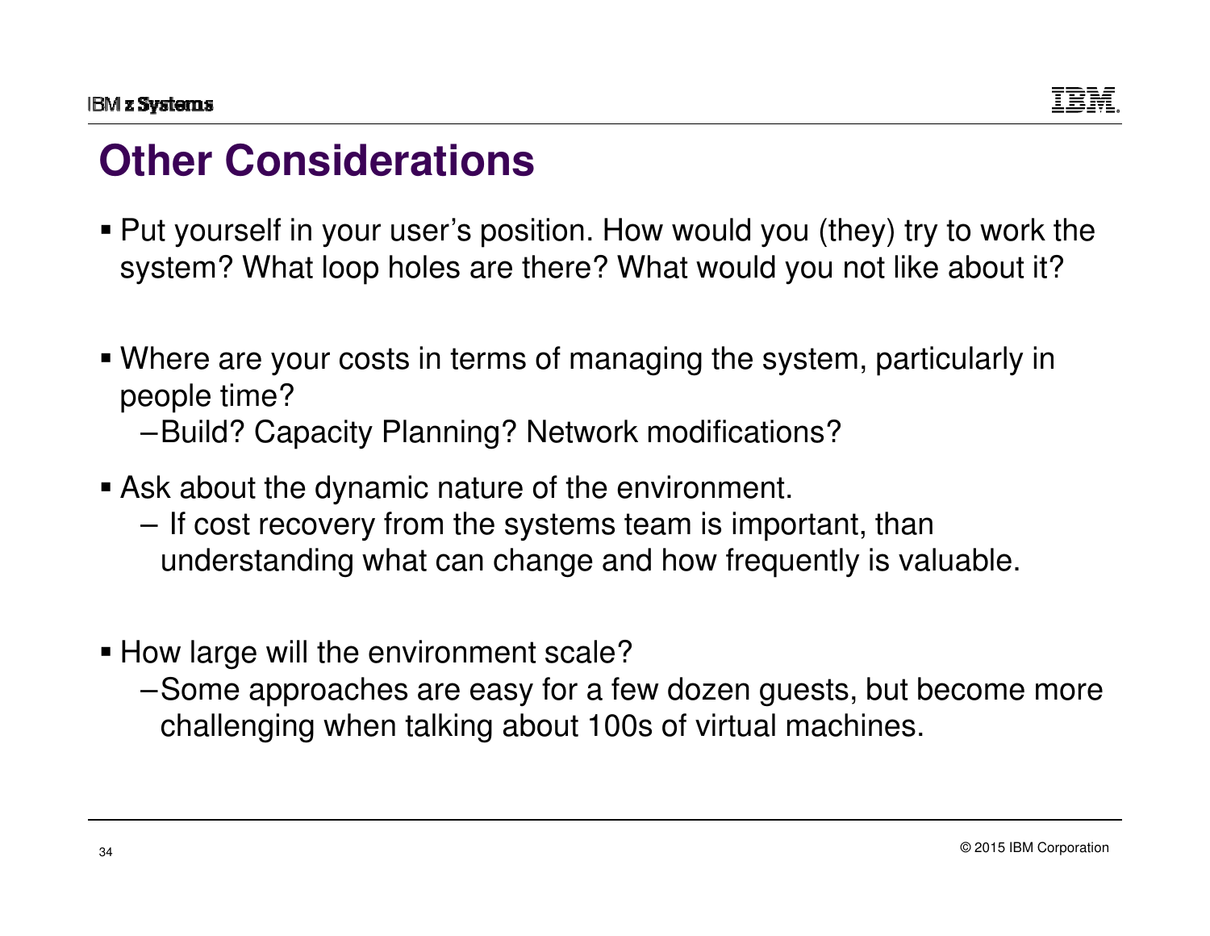# Other Considerations

- Put yourself in your user's position. How would you (they) try to work the system? What loop holes are there? What would you not like about it?

- Where are your costs in terms of managing the system, particularly in people time?
  - Build? Capacity Planning? Network modifications?

- Ask about the dynamic nature of the environment.
  - If cost recovery from the systems team is important, than understanding what can change and how frequently is valuable.

- How large will the environment scale?
  - Some approaches are easy for a few dozen guests, but become more challenging when talking about 100s of virtual machines.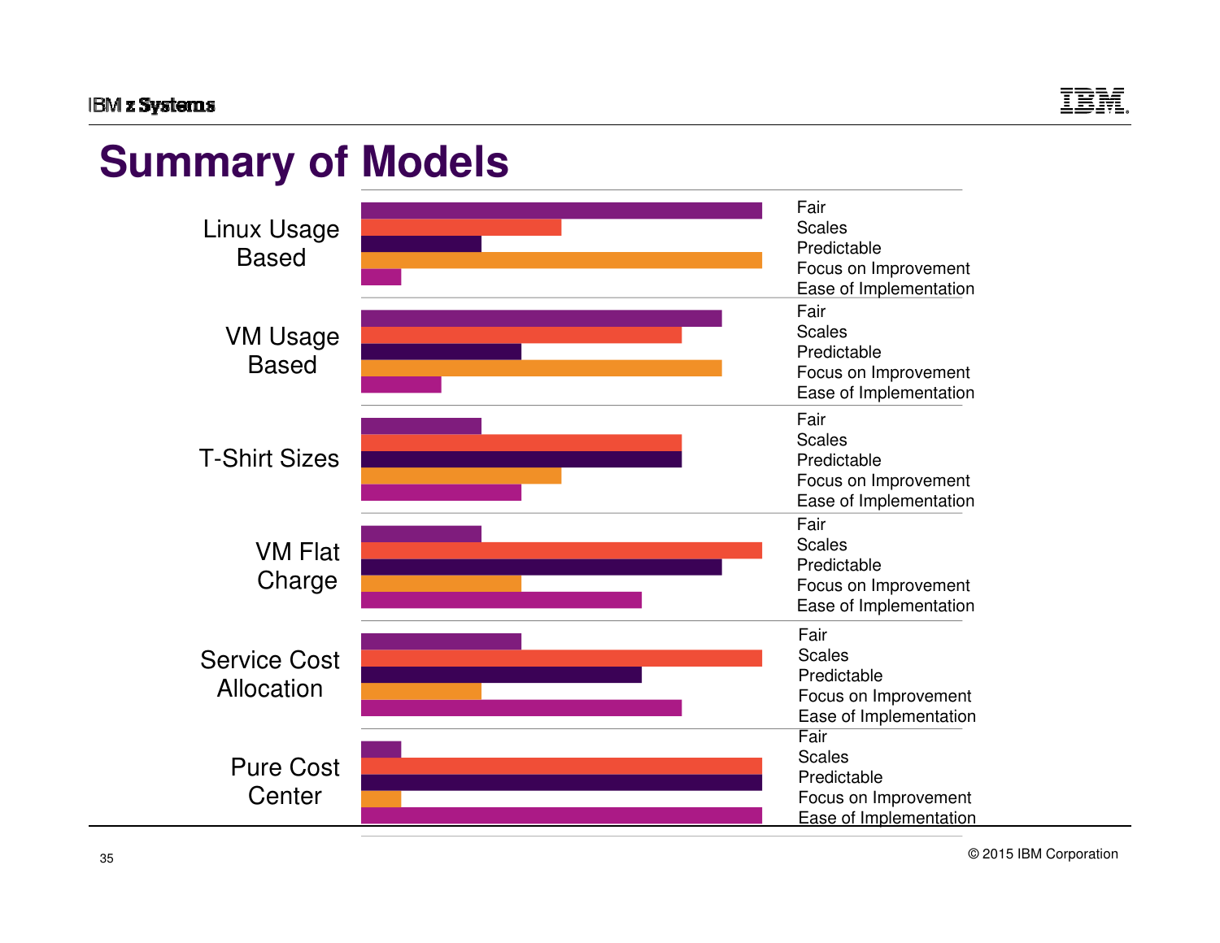# Summary of Models

| Model | Fair | Scales | Predictable | Focus on Improvement | Ease of Implementation |
|---|---|---|---|---|---|
| Linux Usage Based | | | | | |
| VM Usage Based | | | | | |
| T-Shirt Sizes | | | | | |
| VM Flat Charge | | | | | |
| Service Cost Allocation | | | | | |
| Pure Cost Center | | | | | |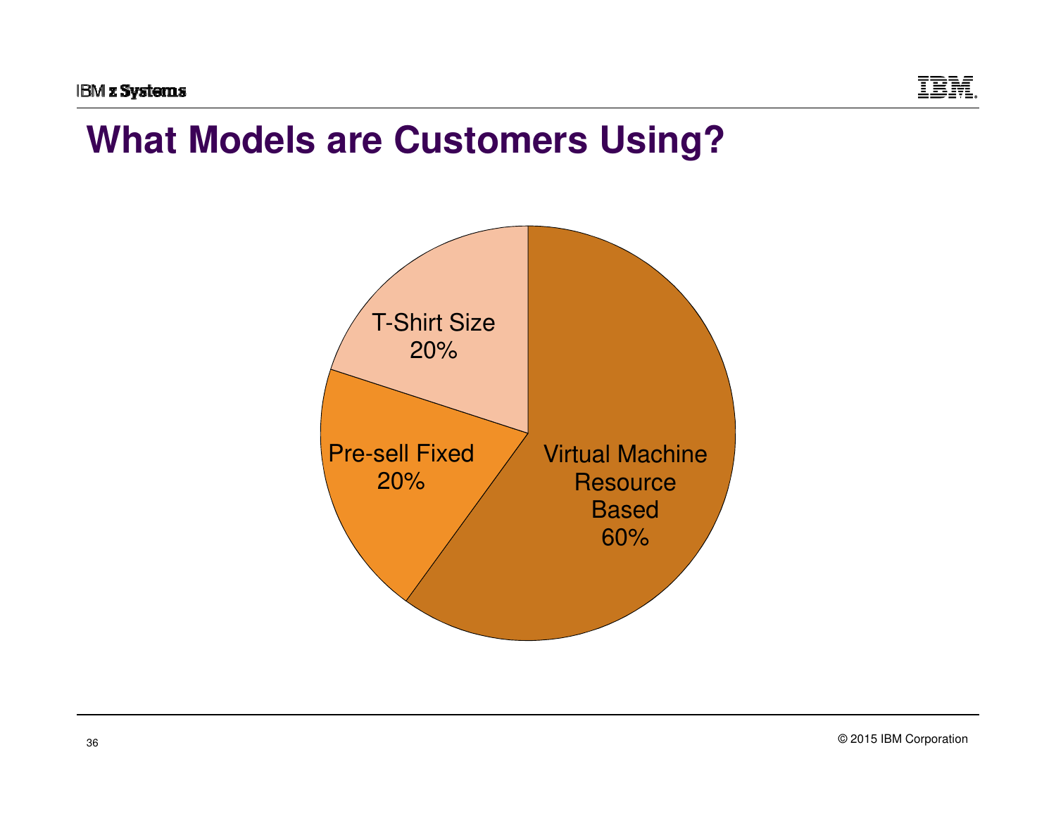# What Models are Customers Using?

T-Shirt Size 20%

Pre-sell Fixed 20%

Virtual Machine Resource Based 60%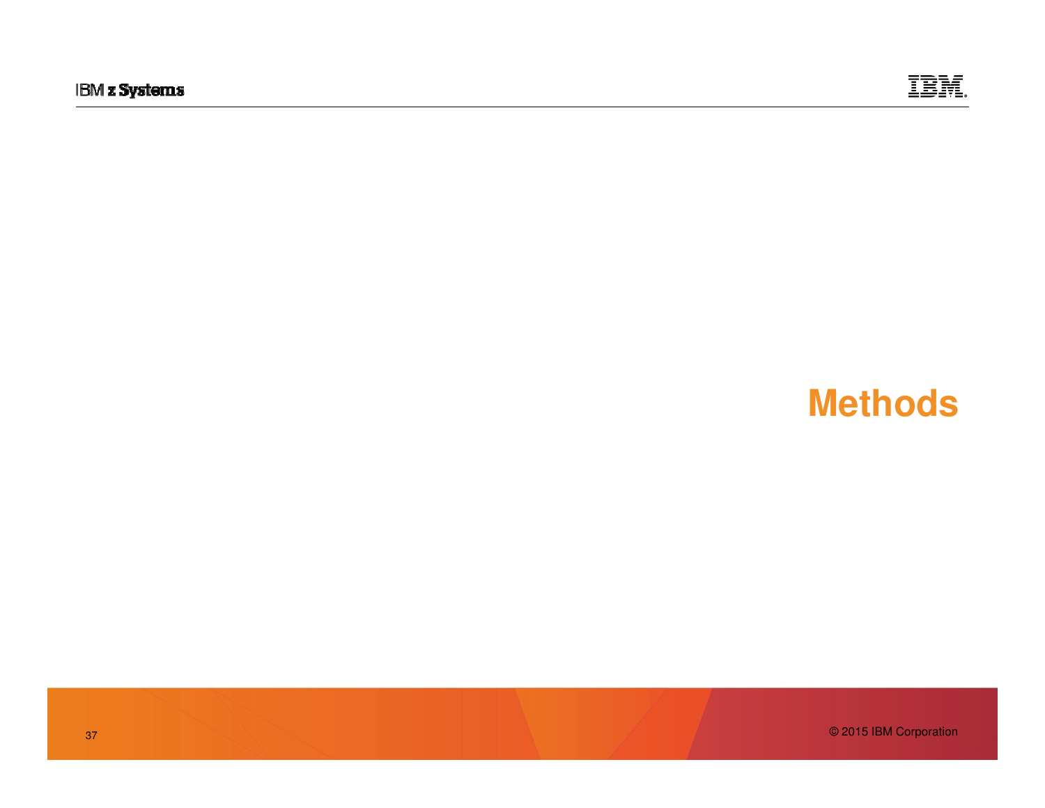# Methods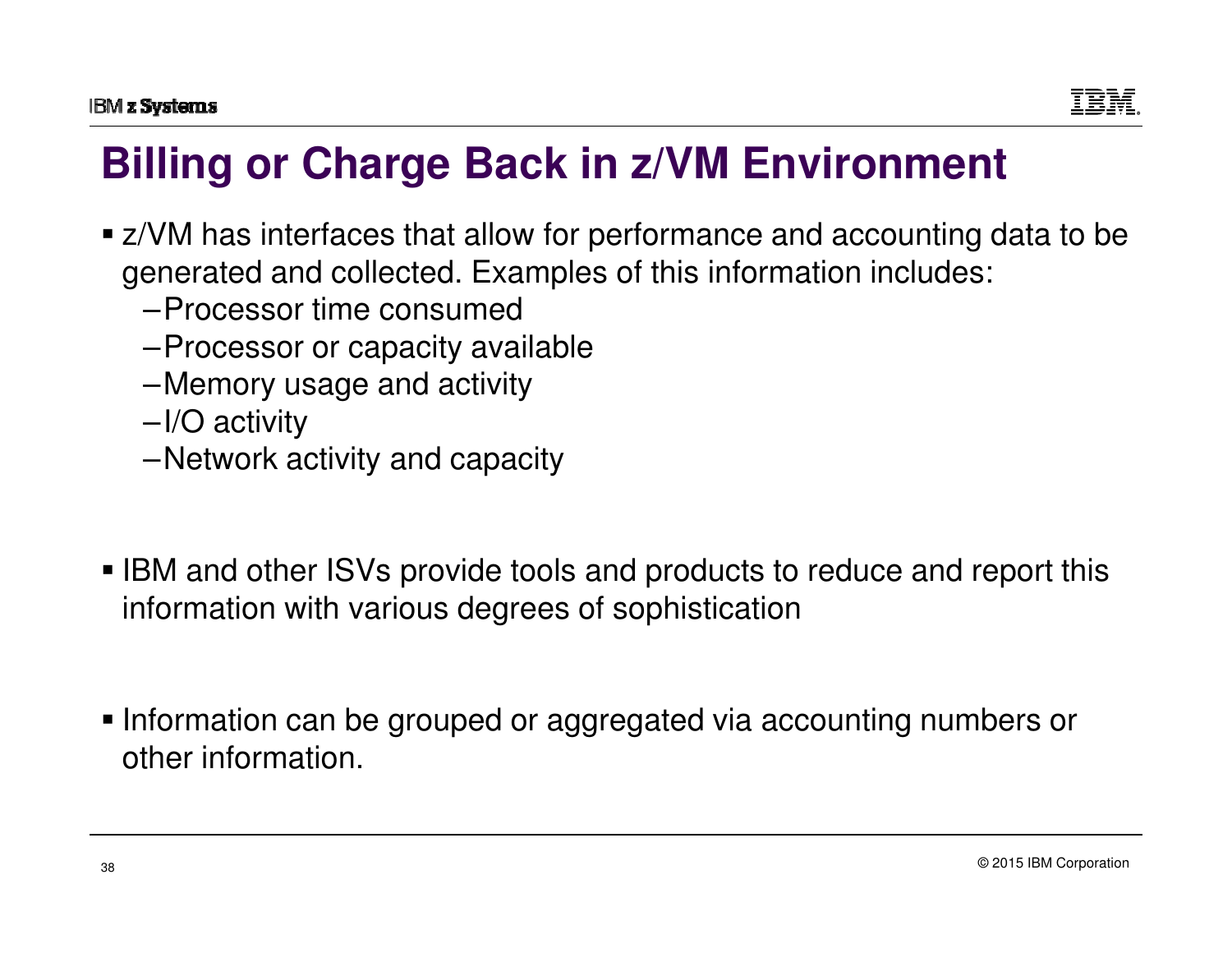# Billing or Charge Back in z/VM Environment

- z/VM has interfaces that allow for performance and accounting data to be generated and collected. Examples of this information includes:
  - Processor time consumed
  - Processor or capacity available
  - Memory usage and activity
  - I/O activity
  - Network activity and capacity

- IBM and other ISVs provide tools and products to reduce and report this information with various degrees of sophistication

- Information can be grouped or aggregated via accounting numbers or other information.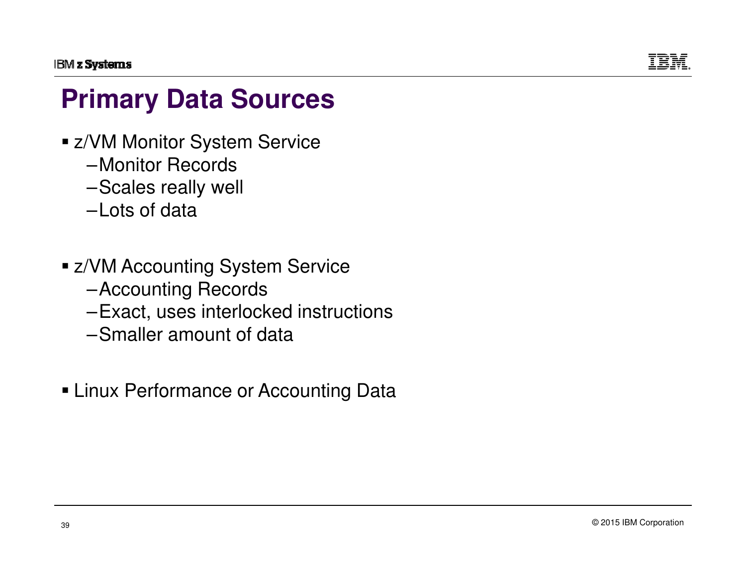# Primary Data Sources

- z/VM Monitor System Service
  - Monitor Records
  - Scales really well
  - Lots of data

- z/VM Accounting System Service
  - Accounting Records
  - Exact, uses interlocked instructions
  - Smaller amount of data

- Linux Performance or Accounting Data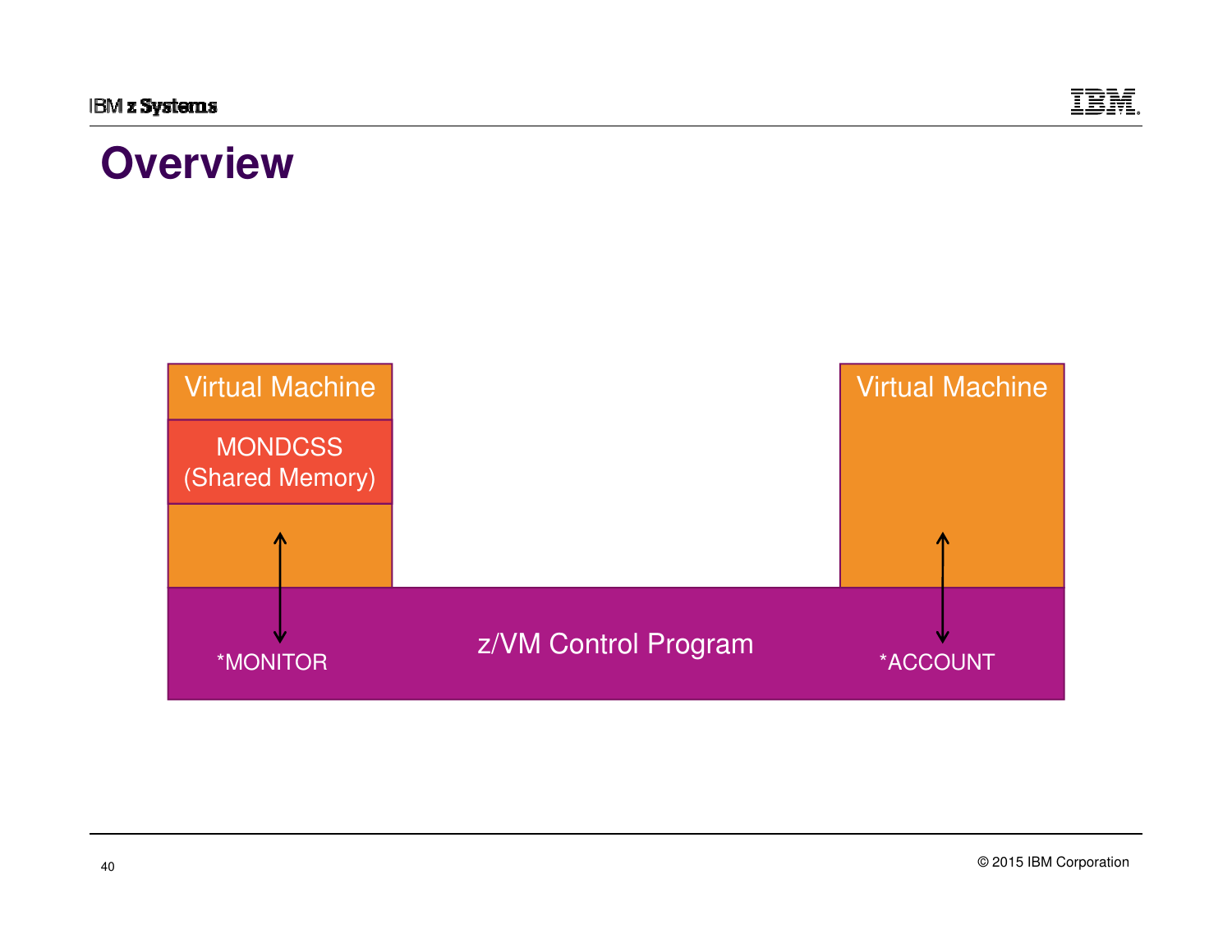# Overview

Virtual Machine

MONDCSS (Shared Memory)

Virtual Machine

*MONITOR

z/VM Control Program

*ACCOUNT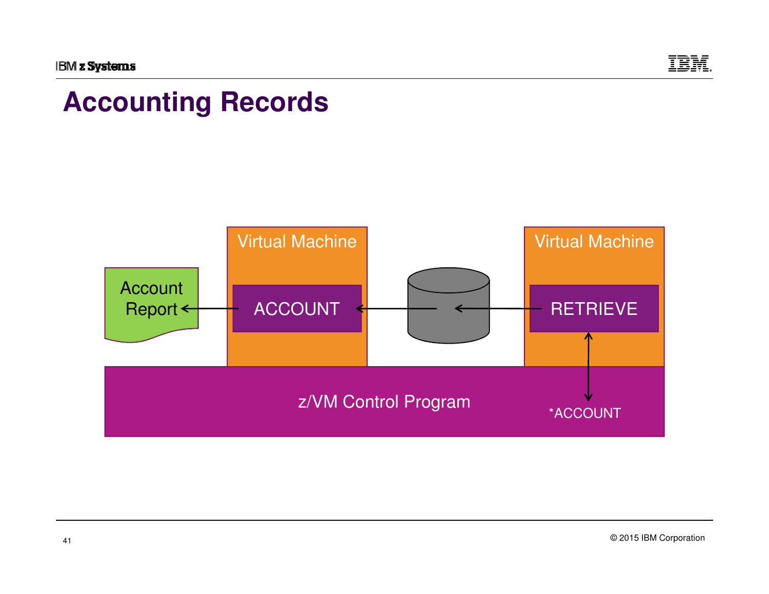# Accounting Records

Account Report

Virtual Machine

ACCOUNT

Virtual Machine

RETRIEVE

z/VM Control Program

*ACCOUNT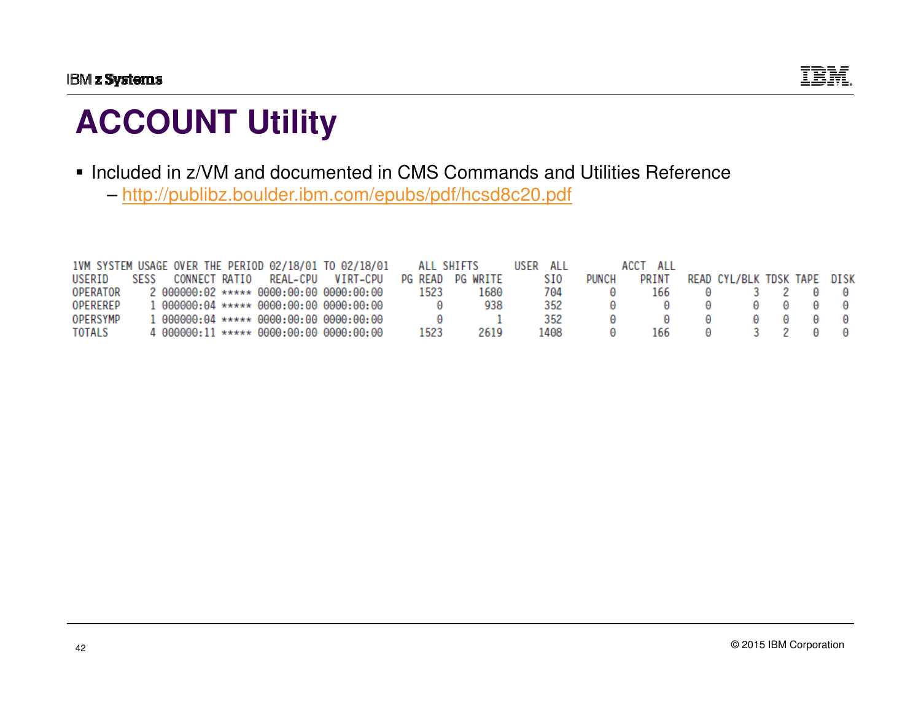# ACCOUNT Utility

- Included in z/VM and documented in CMS Commands and Utilities Reference
  - http://publibz.boulder.ibm.com/epubs/pdf/hcsd8c20.pdf

```
1VM SYSTEM USAGE OVER THE PERIOD 02/18/01 TO 02/18/01     ALL SHIFTS      USER  ALL         ACCT  ALL
USERID    SESS   CONNECT RATIO   REAL-CPU   VIRT-CPU   PG READ  PG WRITE       SIO    PUNCH     PRINT   READ CYL/BLK TDSK TAPE  DISK
OPERATOR     2 000000:02 ***** 0000:00:00 0000:00:00     1523      1680       704        0       166      0       3    2    0     0
OPEREREP     1 000000:04 ***** 0000:00:00 0000:00:00        0       938       352        0         0      0       0    0    0     0
OPERSYMP     1 000000:04 ***** 0000:00:00 0000:00:00        0         1       352        0         0      0       0    0    0     0
TOTALS       4 000000:11 ***** 0000:00:00 0000:00:00     1523      2619      1408        0       166      0       3    2    0     0
```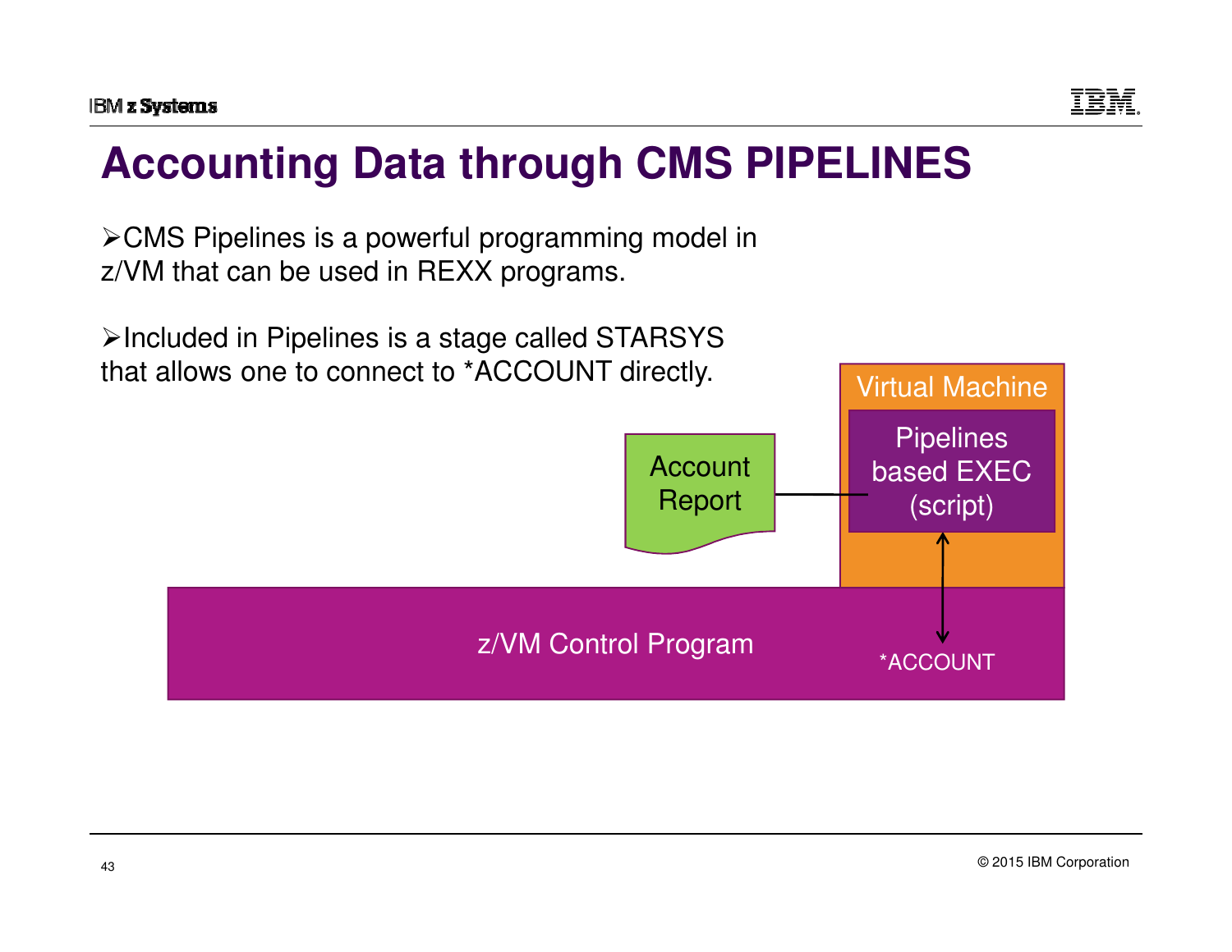# Accounting Data through CMS PIPELINES

- CMS Pipelines is a powerful programming model in z/VM that can be used in REXX programs.

- Included in Pipelines is a stage called STARSYS that allows one to connect to *ACCOUNT directly.

Account Report

Virtual Machine

Pipelines based EXEC (script)

z/VM Control Program

*ACCOUNT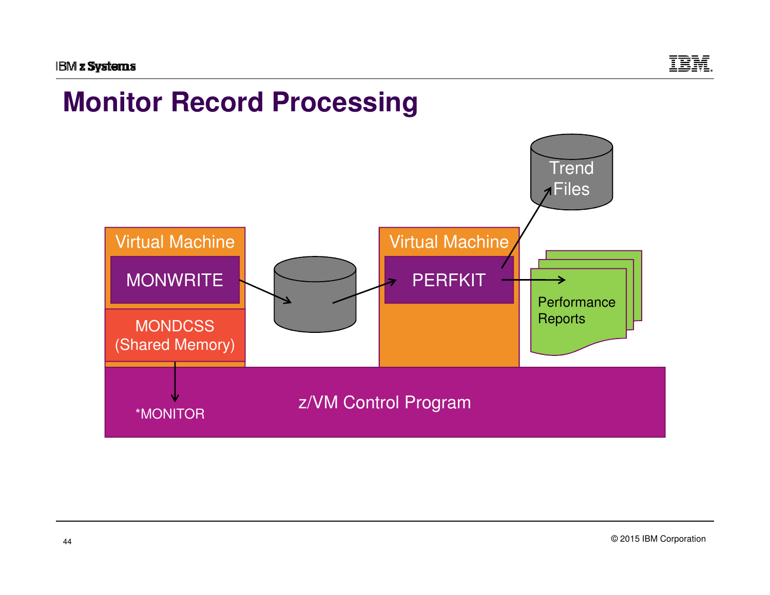# Monitor Record Processing

Virtual Machine

MONWRITE

MONDCSS
(Shared Memory)

Virtual Machine

PERFKIT

Trend
Files

Performance
Reports

*MONITOR

z/VM Control Program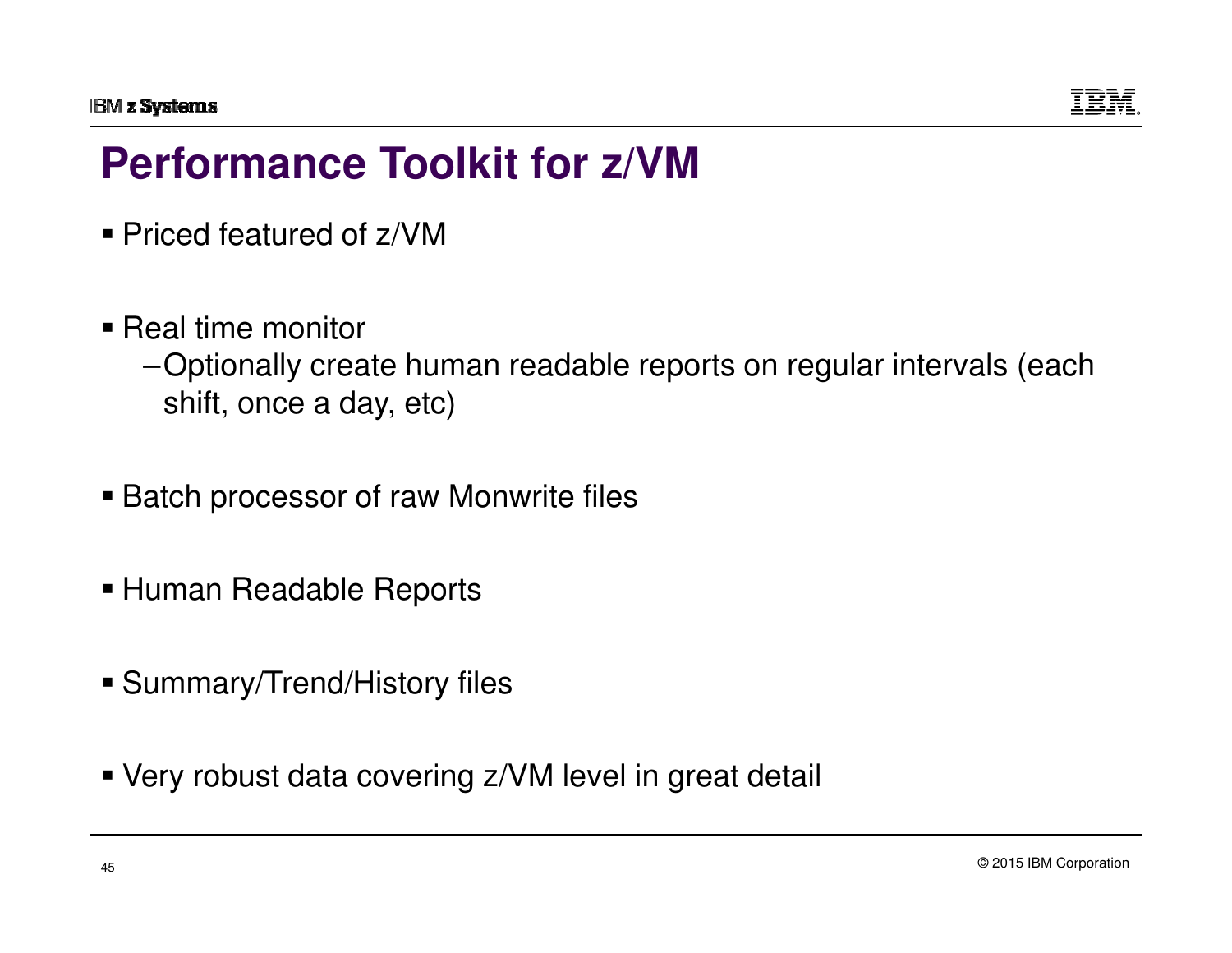# Performance Toolkit for z/VM

- Priced featured of z/VM
- Real time monitor
  - Optionally create human readable reports on regular intervals (each shift, once a day, etc)
- Batch processor of raw Monwrite files
- Human Readable Reports
- Summary/Trend/History files
- Very robust data covering z/VM level in great detail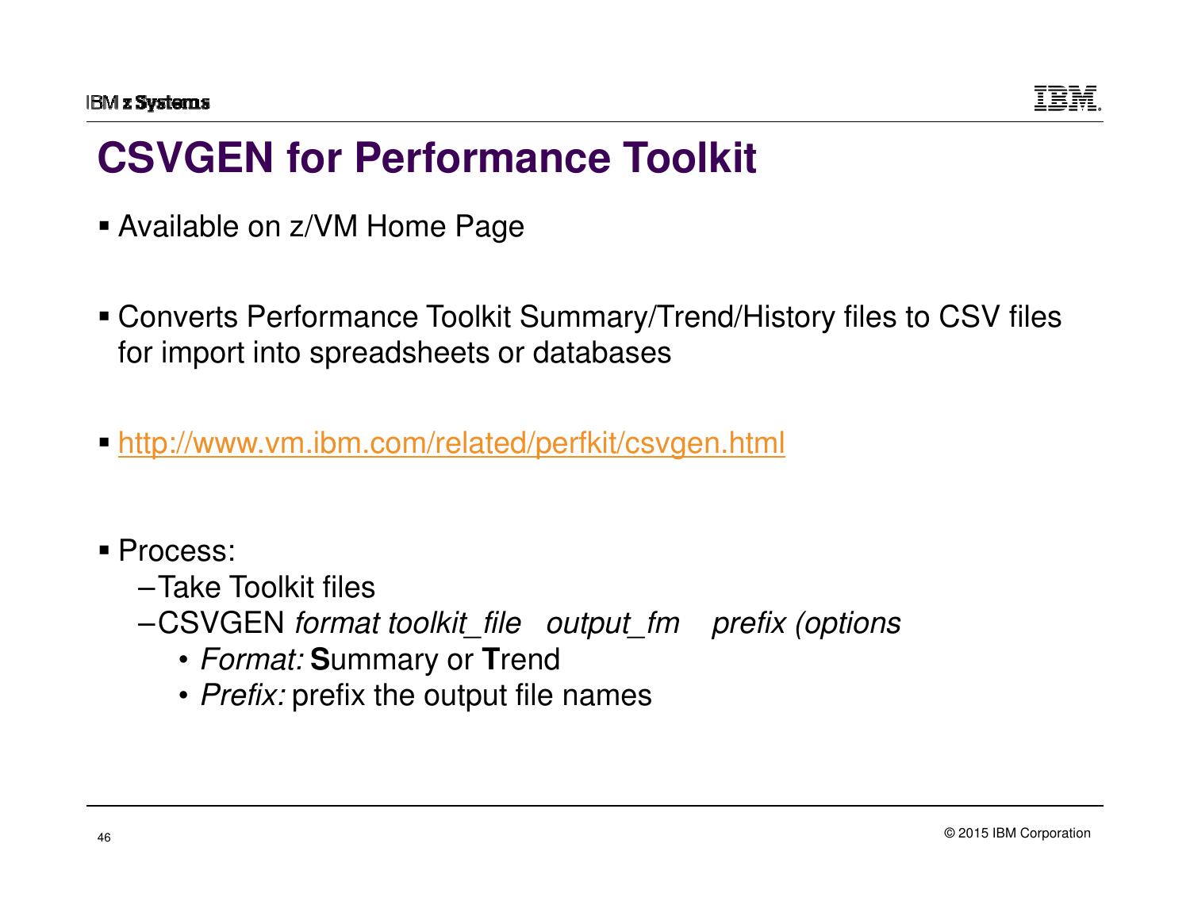# CSVGEN for Performance Toolkit

- Available on z/VM Home Page

- Converts Performance Toolkit Summary/Trend/History files to CSV files for import into spreadsheets or databases

- http://www.vm.ibm.com/related/perfkit/csvgen.html

- Process:
  - Take Toolkit files
  - CSVGEN *format toolkit_file output_fm prefix (options*
    - *Format:* **S**ummary or **T**rend
    - *Prefix:* prefix the output file names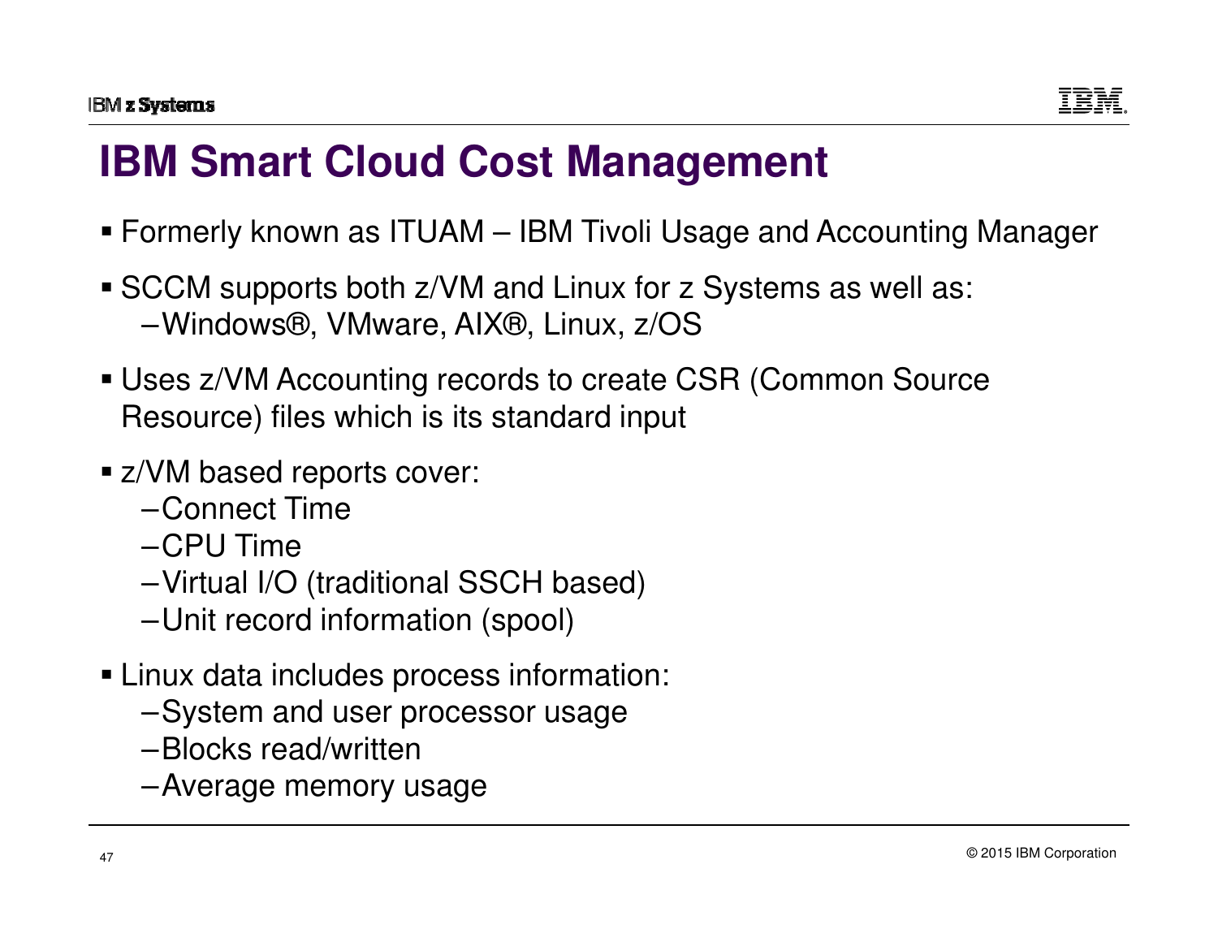# IBM Smart Cloud Cost Management

- Formerly known as ITUAM – IBM Tivoli Usage and Accounting Manager
- SCCM supports both z/VM and Linux for z Systems as well as:
  - Windows®, VMware, AIX®, Linux, z/OS
- Uses z/VM Accounting records to create CSR (Common Source Resource) files which is its standard input
- z/VM based reports cover:
  - Connect Time
  - CPU Time
  - Virtual I/O (traditional SSCH based)
  - Unit record information (spool)
- Linux data includes process information:
  - System and user processor usage
  - Blocks read/written
  - Average memory usage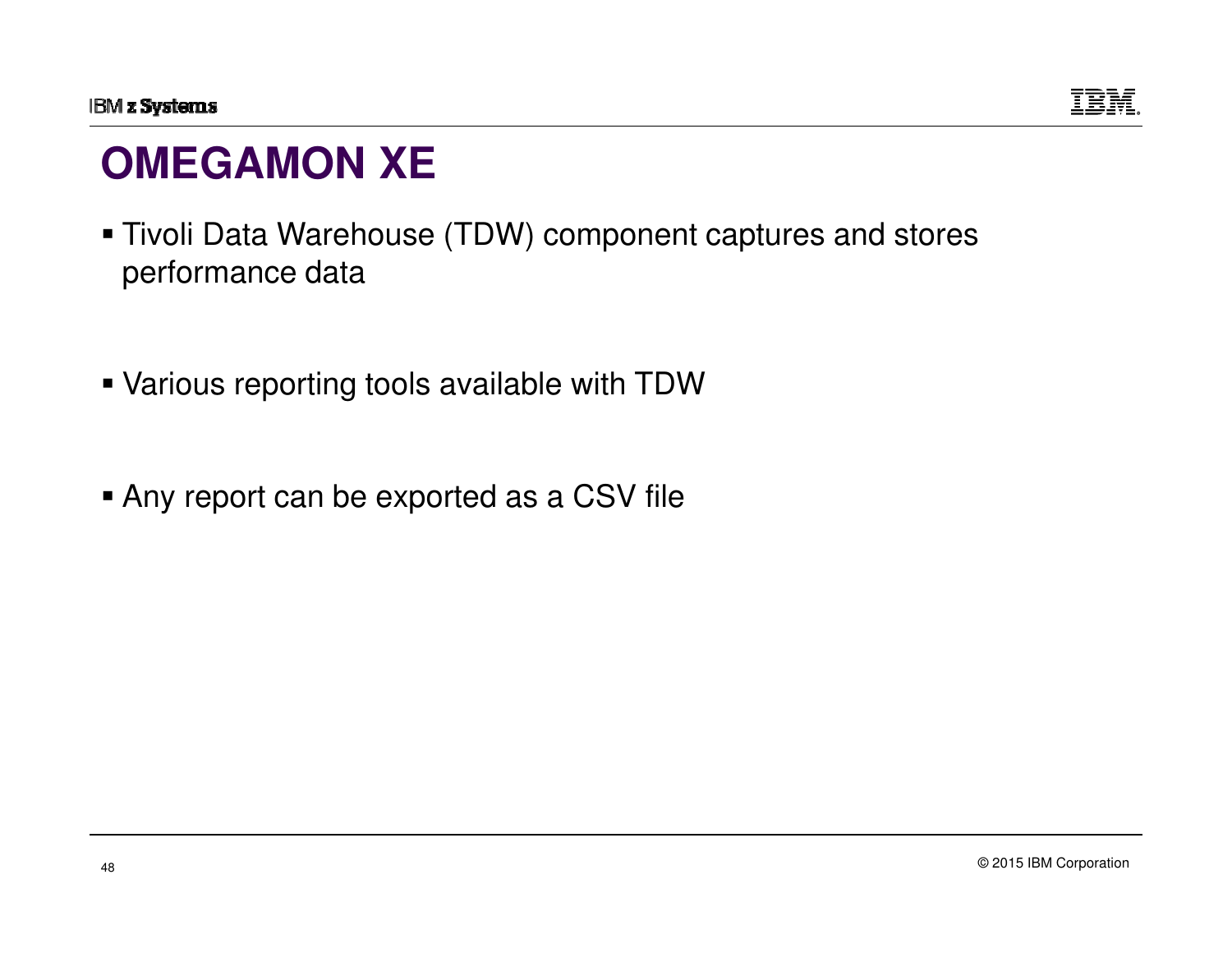# OMEGAMON XE

- Tivoli Data Warehouse (TDW) component captures and stores performance data
- Various reporting tools available with TDW
- Any report can be exported as a CSV file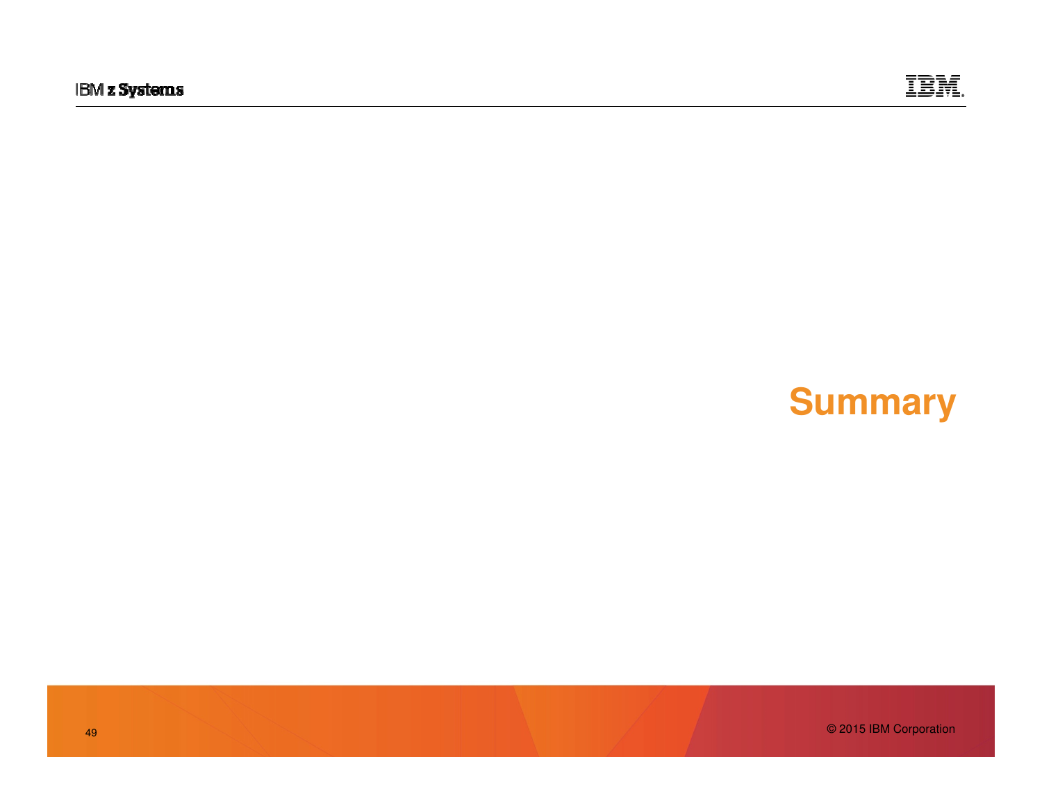# Summary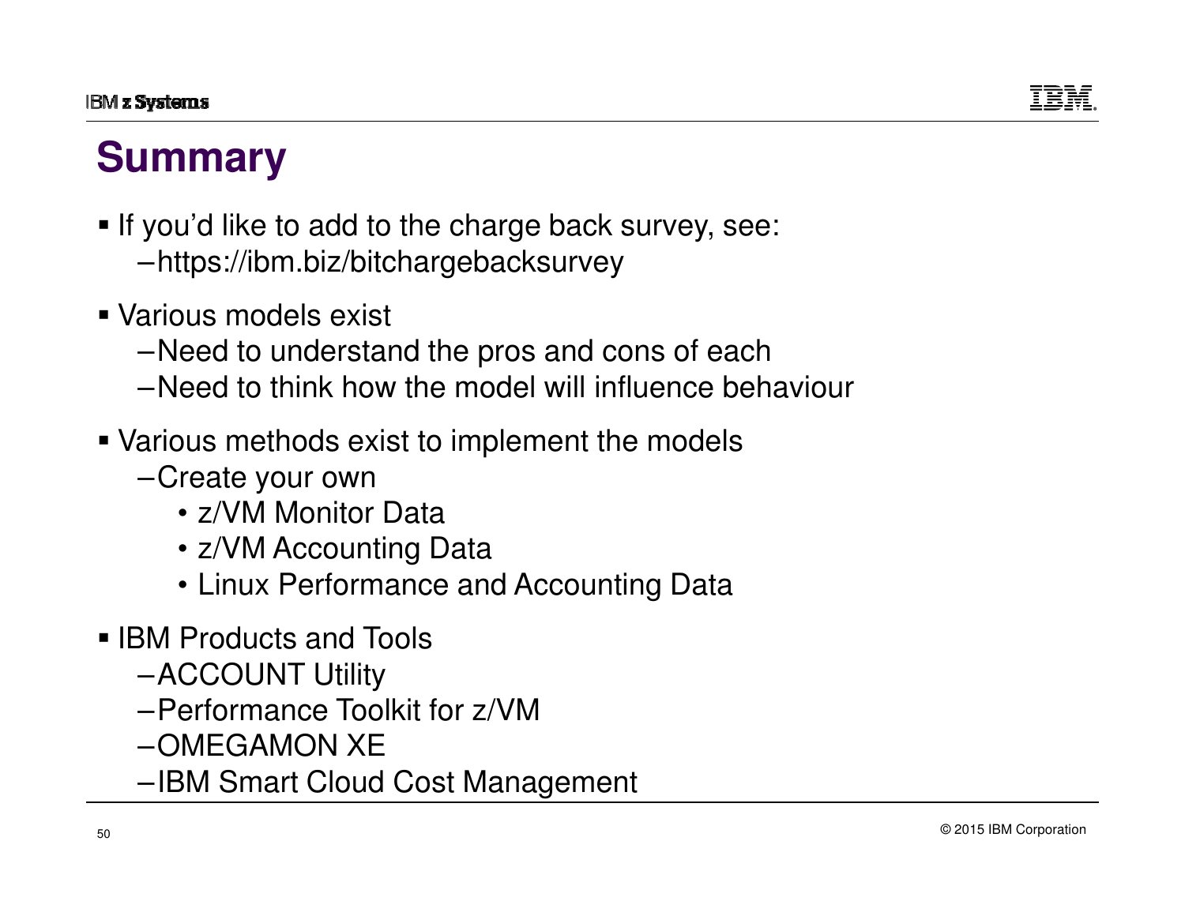# Summary

- If you'd like to add to the charge back survey, see:
  - https://ibm.biz/bitchargebacksurvey
- Various models exist
  - Need to understand the pros and cons of each
  - Need to think how the model will influence behaviour
- Various methods exist to implement the models
  - Create your own
    - z/VM Monitor Data
    - z/VM Accounting Data
    - Linux Performance and Accounting Data
- IBM Products and Tools
  - ACCOUNT Utility
  - Performance Toolkit for z/VM
  - OMEGAMON XE
  - IBM Smart Cloud Cost Management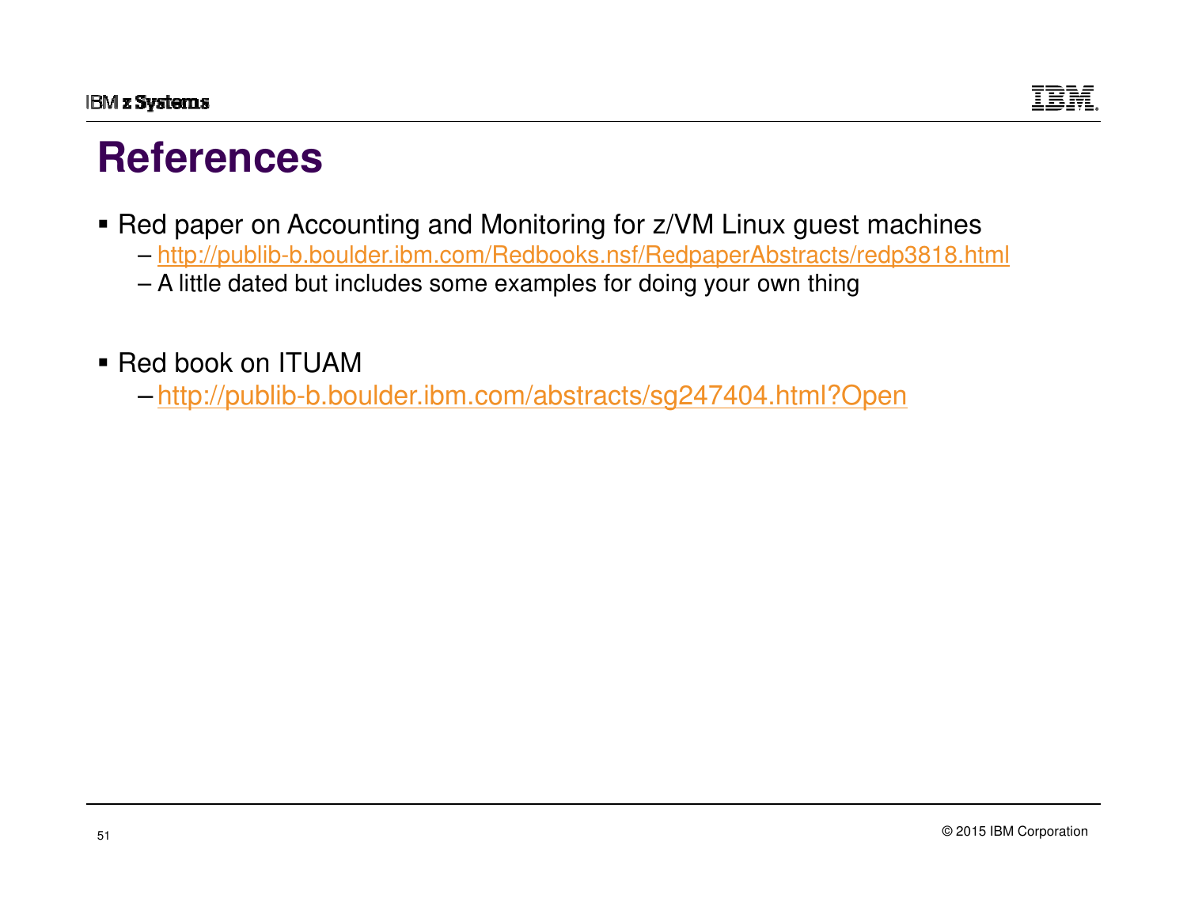# References

- Red paper on Accounting and Monitoring for z/VM Linux guest machines
  - http://publib-b.boulder.ibm.com/Redbooks.nsf/RedpaperAbstracts/redp3818.html
  - A little dated but includes some examples for doing your own thing

- Red book on ITUAM
  - http://publib-b.boulder.ibm.com/abstracts/sg247404.html?Open